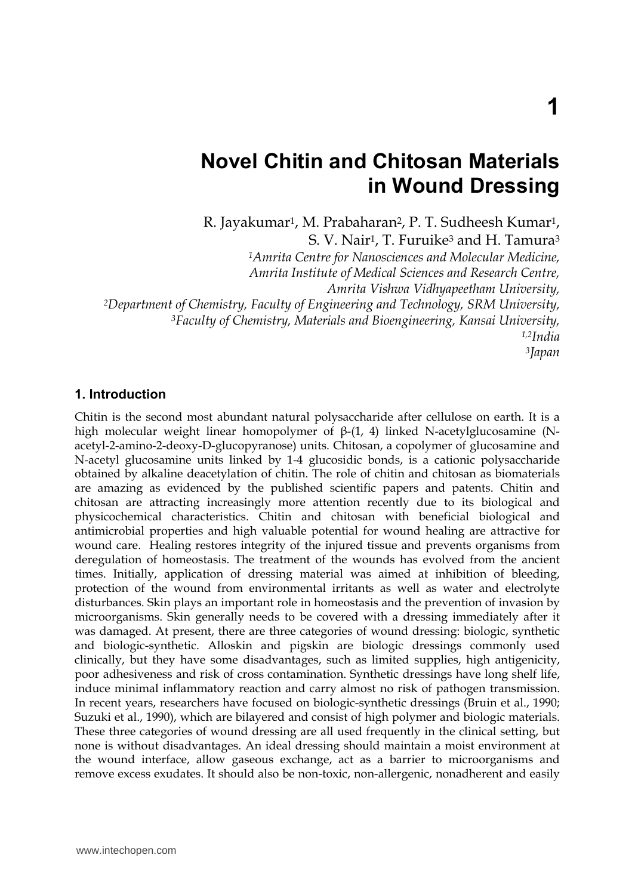# 1

# Novel Chitin and Chitosan Materials in Wound Dressing

R. Jayakumar[1], M. Prabaharan[2], P. T. Sudheesh Kumar[1], S. V. Nair[1], T. Furuike[3] and H. Tamura[3]

[1]*Amrita Centre for Nanosciences and Molecular Medicine, Amrita Institute of Medical Sciences and Research Centre, Amrita Vishwa Vidhyapeetham University,*
[2]*Department of Chemistry, Faculty of Engineering and Technology, SRM University,*
[3]*Faculty of Chemistry, Materials and Bioengineering, Kansai University,*
[1,2]*India*
[3]*Japan*

## 1. Introduction

Chitin is the second most abundant natural polysaccharide after cellulose on earth. It is a high molecular weight linear homopolymer of β-(1, 4) linked N-acetylglucosamine (N-acetyl-2-amino-2-deoxy-D-glucopyranose) units. Chitosan, a copolymer of glucosamine and N-acetyl glucosamine units linked by 1-4 glucosidic bonds, is a cationic polysaccharide obtained by alkaline deacetylation of chitin. The role of chitin and chitosan as biomaterials are amazing as evidenced by the published scientific papers and patents. Chitin and chitosan are attracting increasingly more attention recently due to its biological and physicochemical characteristics. Chitin and chitosan with beneficial biological and antimicrobial properties and high valuable potential for wound healing are attractive for wound care. Healing restores integrity of the injured tissue and prevents organisms from deregulation of homeostasis. The treatment of the wounds has evolved from the ancient times. Initially, application of dressing material was aimed at inhibition of bleeding, protection of the wound from environmental irritants as well as water and electrolyte disturbances. Skin plays an important role in homeostasis and the prevention of invasion by microorganisms. Skin generally needs to be covered with a dressing immediately after it was damaged. At present, there are three categories of wound dressing: biologic, synthetic and biologic-synthetic. Alloskin and pigskin are biologic dressings commonly used clinically, but they have some disadvantages, such as limited supplies, high antigenicity, poor adhesiveness and risk of cross contamination. Synthetic dressings have long shelf life, induce minimal inflammatory reaction and carry almost no risk of pathogen transmission. In recent years, researchers have focused on biologic-synthetic dressings (Bruin et al., 1990; Suzuki et al., 1990), which are bilayered and consist of high polymer and biologic materials. These three categories of wound dressing are all used frequently in the clinical setting, but none is without disadvantages. An ideal dressing should maintain a moist environment at the wound interface, allow gaseous exchange, act as a barrier to microorganisms and remove excess exudates. It should also be non-toxic, non-allergenic, nonadherent and easily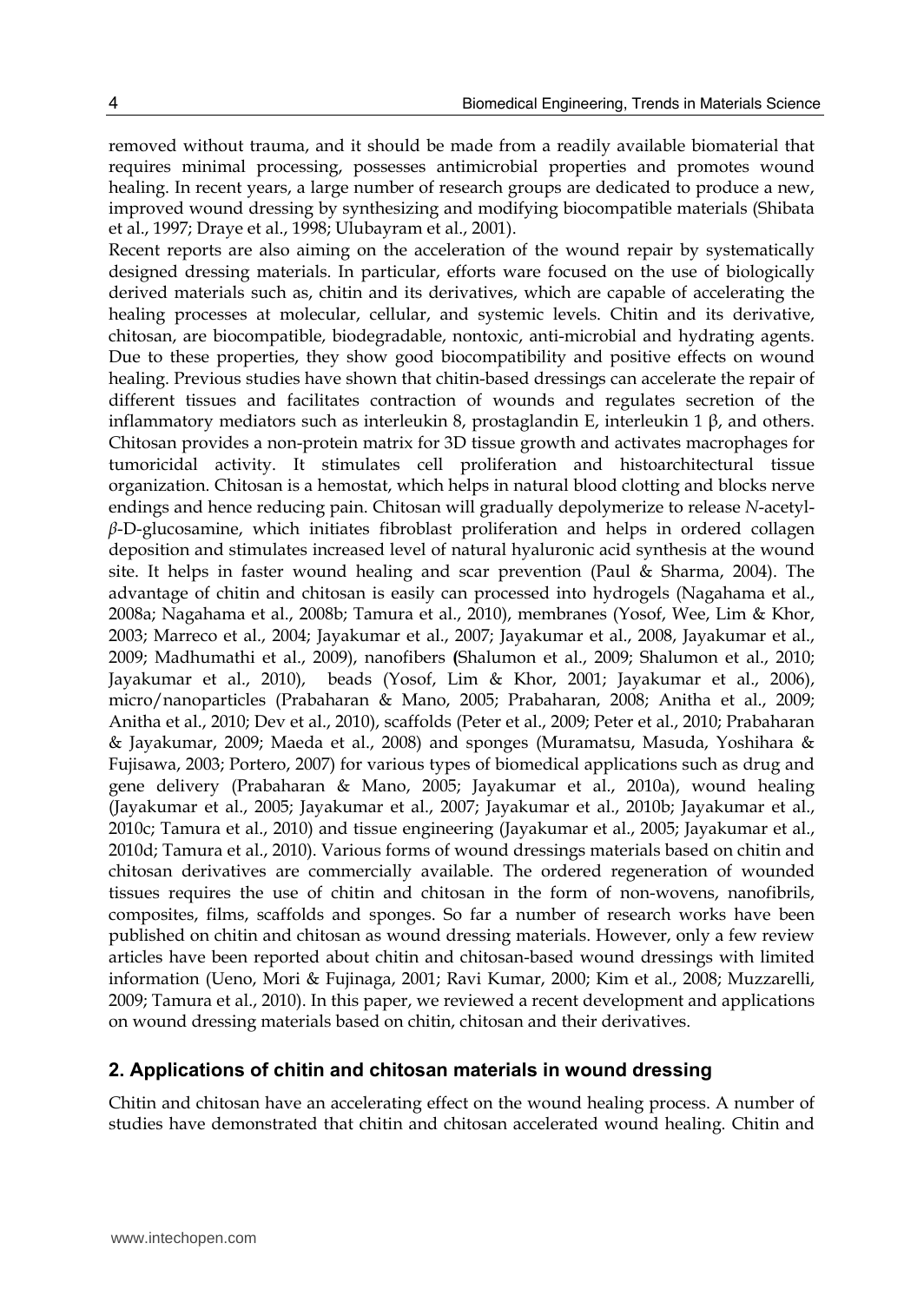removed without trauma, and it should be made from a readily available biomaterial that requires minimal processing, possesses antimicrobial properties and promotes wound healing. In recent years, a large number of research groups are dedicated to produce a new, improved wound dressing by synthesizing and modifying biocompatible materials (Shibata et al., 1997; Draye et al., 1998; Ulubayram et al., 2001).

Recent reports are also aiming on the acceleration of the wound repair by systematically designed dressing materials. In particular, efforts ware focused on the use of biologically derived materials such as, chitin and its derivatives, which are capable of accelerating the healing processes at molecular, cellular, and systemic levels. Chitin and its derivative, chitosan, are biocompatible, biodegradable, nontoxic, anti-microbial and hydrating agents. Due to these properties, they show good biocompatibility and positive effects on wound healing. Previous studies have shown that chitin-based dressings can accelerate the repair of different tissues and facilitates contraction of wounds and regulates secretion of the inflammatory mediators such as interleukin 8, prostaglandin E, interleukin 1 β, and others. Chitosan provides a non-protein matrix for 3D tissue growth and activates macrophages for tumoricidal activity. It stimulates cell proliferation and histoarchitectural tissue organization. Chitosan is a hemostat, which helps in natural blood clotting and blocks nerve endings and hence reducing pain. Chitosan will gradually depolymerize to release *N*-acetyl-*β*-D-glucosamine, which initiates fibroblast proliferation and helps in ordered collagen deposition and stimulates increased level of natural hyaluronic acid synthesis at the wound site. It helps in faster wound healing and scar prevention (Paul & Sharma, 2004). The advantage of chitin and chitosan is easily can processed into hydrogels (Nagahama et al., 2008a; Nagahama et al., 2008b; Tamura et al., 2010), membranes (Yosof, Wee, Lim & Khor, 2003; Marreco et al., 2004; Jayakumar et al., 2007; Jayakumar et al., 2008, Jayakumar et al., 2009; Madhumathi et al., 2009), nanofibers (Shalumon et al., 2009; Shalumon et al., 2010; Jayakumar et al., 2010), beads (Yosof, Lim & Khor, 2001; Jayakumar et al., 2006), micro/nanoparticles (Prabaharan & Mano, 2005; Prabaharan, 2008; Anitha et al., 2009; Anitha et al., 2010; Dev et al., 2010), scaffolds (Peter et al., 2009; Peter et al., 2010; Prabaharan & Jayakumar, 2009; Maeda et al., 2008) and sponges (Muramatsu, Masuda, Yoshihara & Fujisawa, 2003; Portero, 2007) for various types of biomedical applications such as drug and gene delivery (Prabaharan & Mano, 2005; Jayakumar et al., 2010a), wound healing (Jayakumar et al., 2005; Jayakumar et al., 2007; Jayakumar et al., 2010b; Jayakumar et al., 2010c; Tamura et al., 2010) and tissue engineering (Jayakumar et al., 2005; Jayakumar et al., 2010d; Tamura et al., 2010). Various forms of wound dressings materials based on chitin and chitosan derivatives are commercially available. The ordered regeneration of wounded tissues requires the use of chitin and chitosan in the form of non-wovens, nanofibrils, composites, films, scaffolds and sponges. So far a number of research works have been published on chitin and chitosan as wound dressing materials. However, only a few review articles have been reported about chitin and chitosan-based wound dressings with limited information (Ueno, Mori & Fujinaga, 2001; Ravi Kumar, 2000; Kim et al., 2008; Muzzarelli, 2009; Tamura et al., 2010). In this paper, we reviewed a recent development and applications on wound dressing materials based on chitin, chitosan and their derivatives.

## 2. Applications of chitin and chitosan materials in wound dressing

Chitin and chitosan have an accelerating effect on the wound healing process. A number of studies have demonstrated that chitin and chitosan accelerated wound healing. Chitin and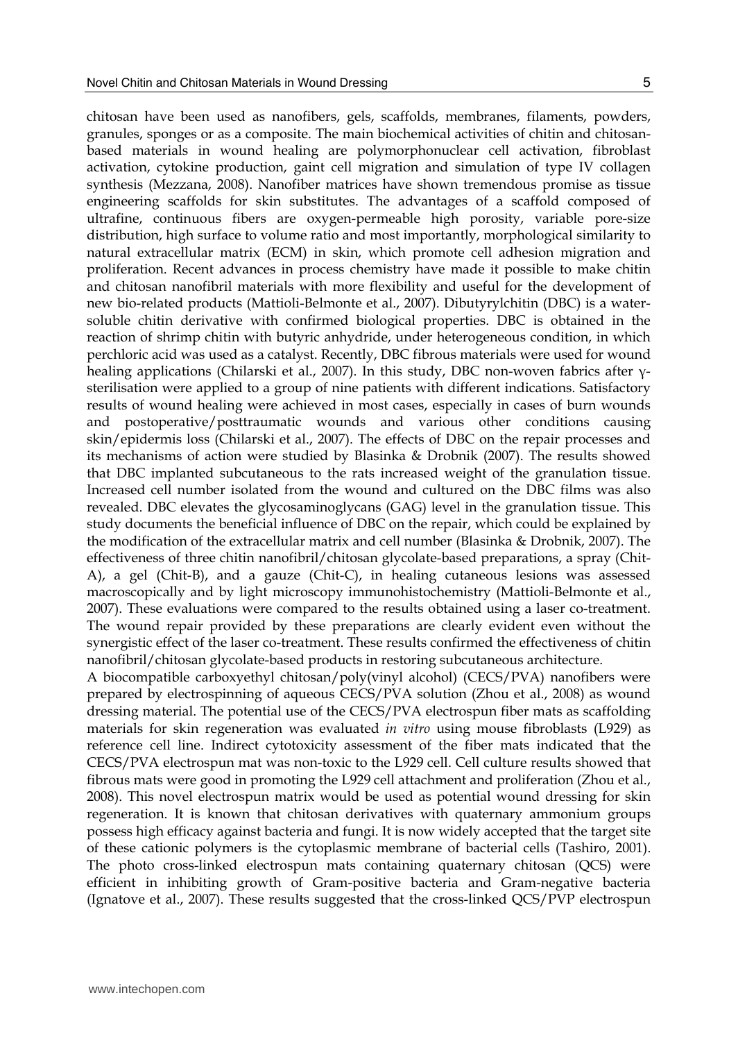chitosan have been used as nanofibers, gels, scaffolds, membranes, filaments, powders, granules, sponges or as a composite. The main biochemical activities of chitin and chitosan-based materials in wound healing are polymorphonuclear cell activation, fibroblast activation, cytokine production, gaint cell migration and simulation of type IV collagen synthesis (Mezzana, 2008). Nanofiber matrices have shown tremendous promise as tissue engineering scaffolds for skin substitutes. The advantages of a scaffold composed of ultrafine, continuous fibers are oxygen-permeable high porosity, variable pore-size distribution, high surface to volume ratio and most importantly, morphological similarity to natural extracellular matrix (ECM) in skin, which promote cell adhesion migration and proliferation. Recent advances in process chemistry have made it possible to make chitin and chitosan nanofibril materials with more flexibility and useful for the development of new bio-related products (Mattioli-Belmonte et al., 2007). Dibutyrylchitin (DBC) is a water-soluble chitin derivative with confirmed biological properties. DBC is obtained in the reaction of shrimp chitin with butyric anhydride, under heterogeneous condition, in which perchloric acid was used as a catalyst. Recently, DBC fibrous materials were used for wound healing applications (Chilarski et al., 2007). In this study, DBC non-woven fabrics after γ-sterilisation were applied to a group of nine patients with different indications. Satisfactory results of wound healing were achieved in most cases, especially in cases of burn wounds and postoperative/posttraumatic wounds and various other conditions causing skin/epidermis loss (Chilarski et al., 2007). The effects of DBC on the repair processes and its mechanisms of action were studied by Blasinka & Drobnik (2007). The results showed that DBC implanted subcutaneous to the rats increased weight of the granulation tissue. Increased cell number isolated from the wound and cultured on the DBC films was also revealed. DBC elevates the glycosaminoglycans (GAG) level in the granulation tissue. This study documents the beneficial influence of DBC on the repair, which could be explained by the modification of the extracellular matrix and cell number (Blasinka & Drobnik, 2007). The effectiveness of three chitin nanofibril/chitosan glycolate-based preparations, a spray (Chit-A), a gel (Chit-B), and a gauze (Chit-C), in healing cutaneous lesions was assessed macroscopically and by light microscopy immunohistochemistry (Mattioli-Belmonte et al., 2007). These evaluations were compared to the results obtained using a laser co-treatment. The wound repair provided by these preparations are clearly evident even without the synergistic effect of the laser co-treatment. These results confirmed the effectiveness of chitin nanofibril/chitosan glycolate-based products in restoring subcutaneous architecture.

A biocompatible carboxyethyl chitosan/poly(vinyl alcohol) (CECS/PVA) nanofibers were prepared by electrospinning of aqueous CECS/PVA solution (Zhou et al., 2008) as wound dressing material. The potential use of the CECS/PVA electrospun fiber mats as scaffolding materials for skin regeneration was evaluated *in vitro* using mouse fibroblasts (L929) as reference cell line. Indirect cytotoxicity assessment of the fiber mats indicated that the CECS/PVA electrospun mat was non-toxic to the L929 cell. Cell culture results showed that fibrous mats were good in promoting the L929 cell attachment and proliferation (Zhou et al., 2008). This novel electrospun matrix would be used as potential wound dressing for skin regeneration. It is known that chitosan derivatives with quaternary ammonium groups possess high efficacy against bacteria and fungi. It is now widely accepted that the target site of these cationic polymers is the cytoplasmic membrane of bacterial cells (Tashiro, 2001). The photo cross-linked electrospun mats containing quaternary chitosan (QCS) were efficient in inhibiting growth of Gram-positive bacteria and Gram-negative bacteria (Ignatove et al., 2007). These results suggested that the cross-linked QCS/PVP electrospun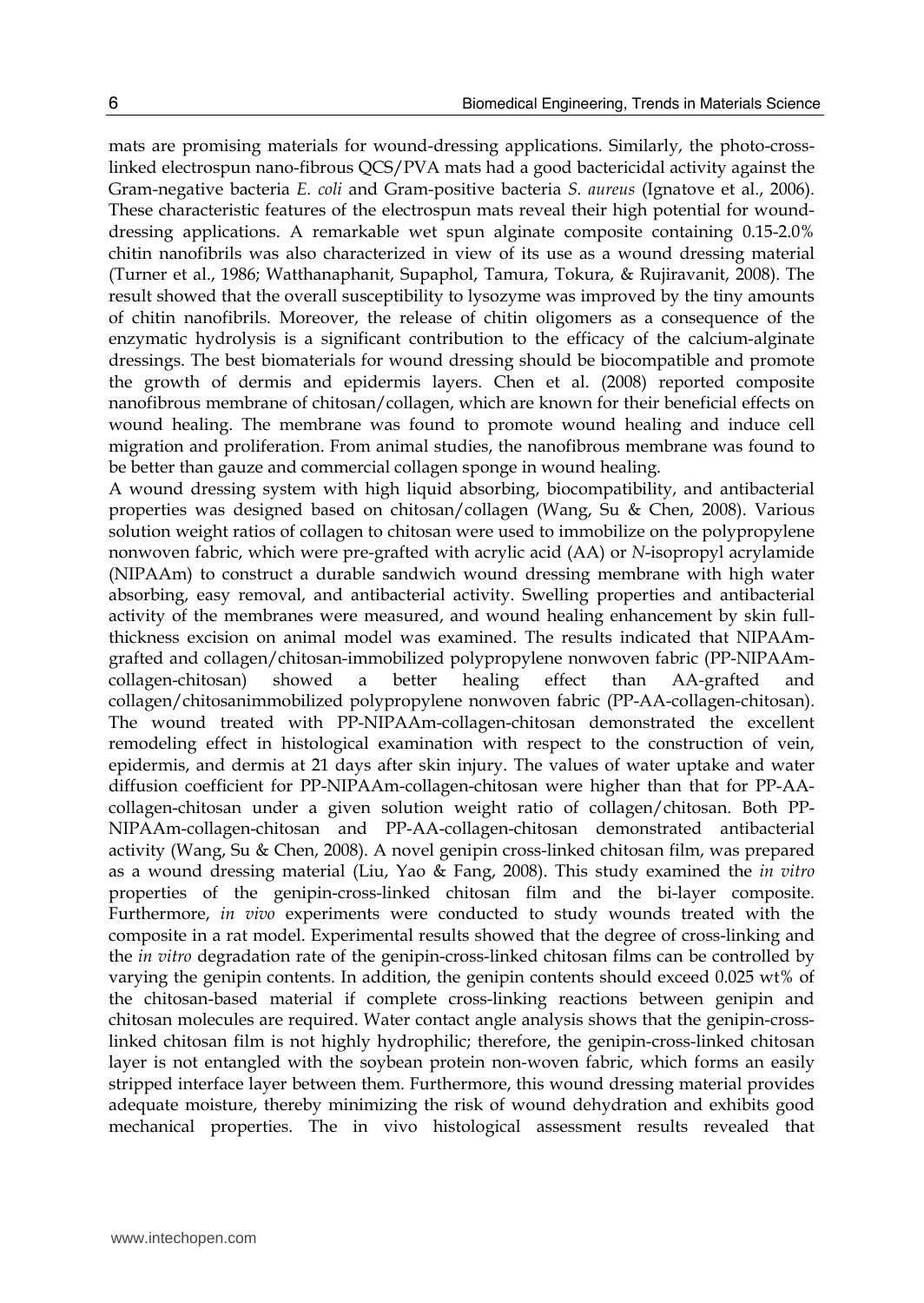mats are promising materials for wound-dressing applications. Similarly, the photo-cross-linked electrospun nano-fibrous QCS/PVA mats had a good bactericidal activity against the Gram-negative bacteria *E. coli* and Gram-positive bacteria *S. aureus* (Ignatove et al., 2006). These characteristic features of the electrospun mats reveal their high potential for wound-dressing applications. A remarkable wet spun alginate composite containing 0.15-2.0% chitin nanofibrils was also characterized in view of its use as a wound dressing material (Turner et al., 1986; Watthanaphanit, Supaphol, Tamura, Tokura, & Rujiravanit, 2008). The result showed that the overall susceptibility to lysozyme was improved by the tiny amounts of chitin nanofibrils. Moreover, the release of chitin oligomers as a consequence of the enzymatic hydrolysis is a significant contribution to the efficacy of the calcium-alginate dressings. The best biomaterials for wound dressing should be biocompatible and promote the growth of dermis and epidermis layers. Chen et al. (2008) reported composite nanofibrous membrane of chitosan/collagen, which are known for their beneficial effects on wound healing. The membrane was found to promote wound healing and induce cell migration and proliferation. From animal studies, the nanofibrous membrane was found to be better than gauze and commercial collagen sponge in wound healing.

A wound dressing system with high liquid absorbing, biocompatibility, and antibacterial properties was designed based on chitosan/collagen (Wang, Su & Chen, 2008). Various solution weight ratios of collagen to chitosan were used to immobilize on the polypropylene nonwoven fabric, which were pre-grafted with acrylic acid (AA) or *N*-isopropyl acrylamide (NIPAAm) to construct a durable sandwich wound dressing membrane with high water absorbing, easy removal, and antibacterial activity. Swelling properties and antibacterial activity of the membranes were measured, and wound healing enhancement by skin full-thickness excision on animal model was examined. The results indicated that NIPAAm-grafted and collagen/chitosan-immobilized polypropylene nonwoven fabric (PP-NIPAAm-collagen-chitosan) showed a better healing effect than AA-grafted and collagen/chitosanimmobilized polypropylene nonwoven fabric (PP-AA-collagen-chitosan). The wound treated with PP-NIPAAm-collagen-chitosan demonstrated the excellent remodeling effect in histological examination with respect to the construction of vein, epidermis, and dermis at 21 days after skin injury. The values of water uptake and water diffusion coefficient for PP-NIPAAm-collagen-chitosan were higher than that for PP-AA-collagen-chitosan under a given solution weight ratio of collagen/chitosan. Both PP-NIPAAm-collagen-chitosan and PP-AA-collagen-chitosan demonstrated antibacterial activity (Wang, Su & Chen, 2008). A novel genipin cross-linked chitosan film, was prepared as a wound dressing material (Liu, Yao & Fang, 2008). This study examined the *in vitro* properties of the genipin-cross-linked chitosan film and the bi-layer composite. Furthermore, *in vivo* experiments were conducted to study wounds treated with the composite in a rat model. Experimental results showed that the degree of cross-linking and the *in vitro* degradation rate of the genipin-cross-linked chitosan films can be controlled by varying the genipin contents. In addition, the genipin contents should exceed 0.025 wt% of the chitosan-based material if complete cross-linking reactions between genipin and chitosan molecules are required. Water contact angle analysis shows that the genipin-cross-linked chitosan film is not highly hydrophilic; therefore, the genipin-cross-linked chitosan layer is not entangled with the soybean protein non-woven fabric, which forms an easily stripped interface layer between them. Furthermore, this wound dressing material provides adequate moisture, thereby minimizing the risk of wound dehydration and exhibits good mechanical properties. The in vivo histological assessment results revealed that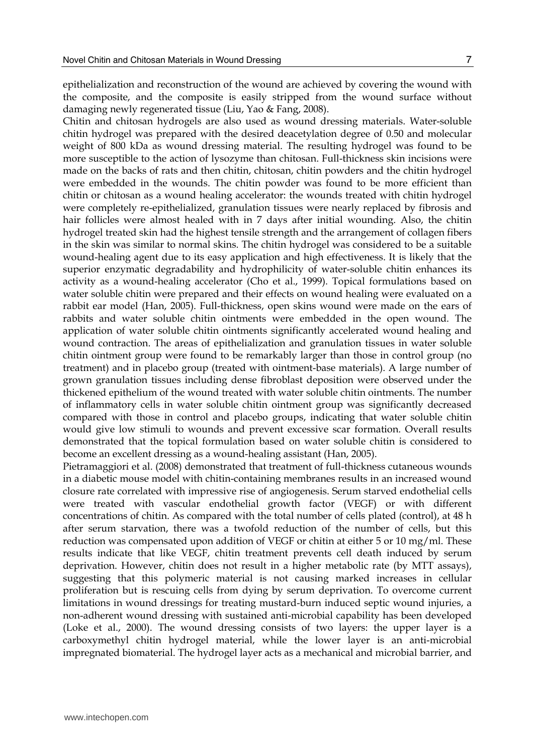epithelialization and reconstruction of the wound are achieved by covering the wound with the composite, and the composite is easily stripped from the wound surface without damaging newly regenerated tissue (Liu, Yao & Fang, 2008).

Chitin and chitosan hydrogels are also used as wound dressing materials. Water-soluble chitin hydrogel was prepared with the desired deacetylation degree of 0.50 and molecular weight of 800 kDa as wound dressing material. The resulting hydrogel was found to be more susceptible to the action of lysozyme than chitosan. Full-thickness skin incisions were made on the backs of rats and then chitin, chitosan, chitin powders and the chitin hydrogel were embedded in the wounds. The chitin powder was found to be more efficient than chitin or chitosan as a wound healing accelerator: the wounds treated with chitin hydrogel were completely re-epithelialized, granulation tissues were nearly replaced by fibrosis and hair follicles were almost healed with in 7 days after initial wounding. Also, the chitin hydrogel treated skin had the highest tensile strength and the arrangement of collagen fibers in the skin was similar to normal skins. The chitin hydrogel was considered to be a suitable wound-healing agent due to its easy application and high effectiveness. It is likely that the superior enzymatic degradability and hydrophilicity of water-soluble chitin enhances its activity as a wound-healing accelerator (Cho et al., 1999). Topical formulations based on water soluble chitin were prepared and their effects on wound healing were evaluated on a rabbit ear model (Han, 2005). Full-thickness, open skins wound were made on the ears of rabbits and water soluble chitin ointments were embedded in the open wound. The application of water soluble chitin ointments significantly accelerated wound healing and wound contraction. The areas of epithelialization and granulation tissues in water soluble chitin ointment group were found to be remarkably larger than those in control group (no treatment) and in placebo group (treated with ointment-base materials). A large number of grown granulation tissues including dense fibroblast deposition were observed under the thickened epithelium of the wound treated with water soluble chitin ointments. The number of inflammatory cells in water soluble chitin ointment group was significantly decreased compared with those in control and placebo groups, indicating that water soluble chitin would give low stimuli to wounds and prevent excessive scar formation. Overall results demonstrated that the topical formulation based on water soluble chitin is considered to become an excellent dressing as a wound-healing assistant (Han, 2005).

Pietramaggiori et al. (2008) demonstrated that treatment of full-thickness cutaneous wounds in a diabetic mouse model with chitin-containing membranes results in an increased wound closure rate correlated with impressive rise of angiogenesis. Serum starved endothelial cells were treated with vascular endothelial growth factor (VEGF) or with different concentrations of chitin. As compared with the total number of cells plated (control), at 48 h after serum starvation, there was a twofold reduction of the number of cells, but this reduction was compensated upon addition of VEGF or chitin at either 5 or 10 mg/ml. These results indicate that like VEGF, chitin treatment prevents cell death induced by serum deprivation. However, chitin does not result in a higher metabolic rate (by MTT assays), suggesting that this polymeric material is not causing marked increases in cellular proliferation but is rescuing cells from dying by serum deprivation. To overcome current limitations in wound dressings for treating mustard-burn induced septic wound injuries, a non-adherent wound dressing with sustained anti-microbial capability has been developed (Loke et al., 2000). The wound dressing consists of two layers: the upper layer is a carboxymethyl chitin hydrogel material, while the lower layer is an anti-microbial impregnated biomaterial. The hydrogel layer acts as a mechanical and microbial barrier, and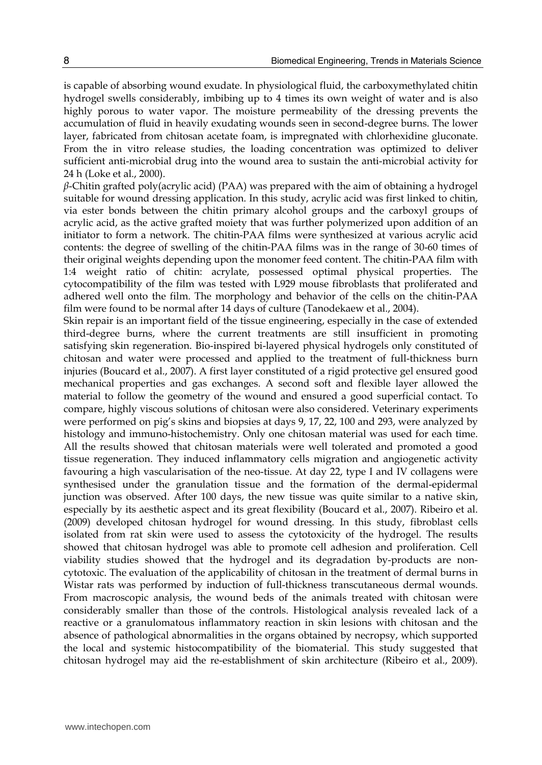is capable of absorbing wound exudate. In physiological fluid, the carboxymethylated chitin hydrogel swells considerably, imbibing up to 4 times its own weight of water and is also highly porous to water vapor. The moisture permeability of the dressing prevents the accumulation of fluid in heavily exudating wounds seen in second-degree burns. The lower layer, fabricated from chitosan acetate foam, is impregnated with chlorhexidine gluconate. From the in vitro release studies, the loading concentration was optimized to deliver sufficient anti-microbial drug into the wound area to sustain the anti-microbial activity for 24 h (Loke et al., 2000).

*β*-Chitin grafted poly(acrylic acid) (PAA) was prepared with the aim of obtaining a hydrogel suitable for wound dressing application. In this study, acrylic acid was first linked to chitin, via ester bonds between the chitin primary alcohol groups and the carboxyl groups of acrylic acid, as the active grafted moiety that was further polymerized upon addition of an initiator to form a network. The chitin-PAA films were synthesized at various acrylic acid contents: the degree of swelling of the chitin-PAA films was in the range of 30-60 times of their original weights depending upon the monomer feed content. The chitin-PAA film with 1:4 weight ratio of chitin: acrylate, possessed optimal physical properties. The cytocompatibility of the film was tested with L929 mouse fibroblasts that proliferated and adhered well onto the film. The morphology and behavior of the cells on the chitin-PAA film were found to be normal after 14 days of culture (Tanodekaew et al., 2004).

Skin repair is an important field of the tissue engineering, especially in the case of extended third-degree burns, where the current treatments are still insufficient in promoting satisfying skin regeneration. Bio-inspired bi-layered physical hydrogels only constituted of chitosan and water were processed and applied to the treatment of full-thickness burn injuries (Boucard et al., 2007). A first layer constituted of a rigid protective gel ensured good mechanical properties and gas exchanges. A second soft and flexible layer allowed the material to follow the geometry of the wound and ensured a good superficial contact. To compare, highly viscous solutions of chitosan were also considered. Veterinary experiments were performed on pig's skins and biopsies at days 9, 17, 22, 100 and 293, were analyzed by histology and immuno-histochemistry. Only one chitosan material was used for each time. All the results showed that chitosan materials were well tolerated and promoted a good tissue regeneration. They induced inflammatory cells migration and angiogenetic activity favouring a high vascularisation of the neo-tissue. At day 22, type I and IV collagens were synthesised under the granulation tissue and the formation of the dermal-epidermal junction was observed. After 100 days, the new tissue was quite similar to a native skin, especially by its aesthetic aspect and its great flexibility (Boucard et al., 2007). Ribeiro et al. (2009) developed chitosan hydrogel for wound dressing. In this study, fibroblast cells isolated from rat skin were used to assess the cytotoxicity of the hydrogel. The results showed that chitosan hydrogel was able to promote cell adhesion and proliferation. Cell viability studies showed that the hydrogel and its degradation by-products are non-cytotoxic. The evaluation of the applicability of chitosan in the treatment of dermal burns in Wistar rats was performed by induction of full-thickness transcutaneous dermal wounds. From macroscopic analysis, the wound beds of the animals treated with chitosan were considerably smaller than those of the controls. Histological analysis revealed lack of a reactive or a granulomatous inflammatory reaction in skin lesions with chitosan and the absence of pathological abnormalities in the organs obtained by necropsy, which supported the local and systemic histocompatibility of the biomaterial. This study suggested that chitosan hydrogel may aid the re-establishment of skin architecture (Ribeiro et al., 2009).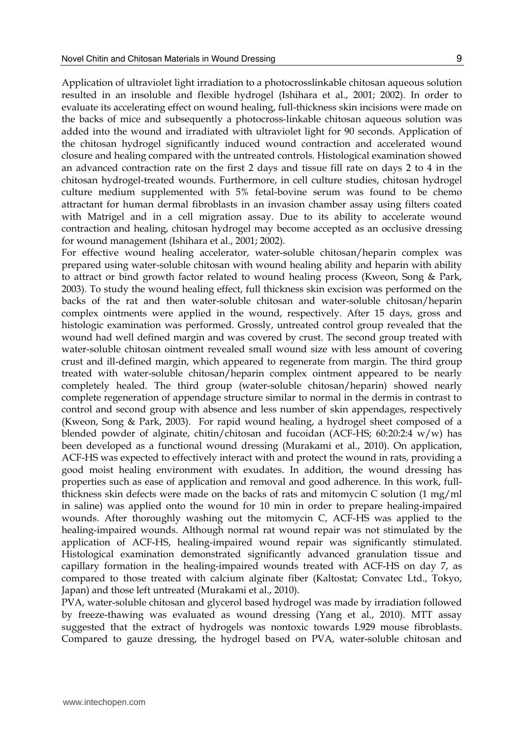Application of ultraviolet light irradiation to a photocrosslinkable chitosan aqueous solution resulted in an insoluble and flexible hydrogel (Ishihara et al., 2001; 2002). In order to evaluate its accelerating effect on wound healing, full-thickness skin incisions were made on the backs of mice and subsequently a photocross-linkable chitosan aqueous solution was added into the wound and irradiated with ultraviolet light for 90 seconds. Application of the chitosan hydrogel significantly induced wound contraction and accelerated wound closure and healing compared with the untreated controls. Histological examination showed an advanced contraction rate on the first 2 days and tissue fill rate on days 2 to 4 in the chitosan hydrogel-treated wounds. Furthermore, in cell culture studies, chitosan hydrogel culture medium supplemented with 5% fetal-bovine serum was found to be chemo attractant for human dermal fibroblasts in an invasion chamber assay using filters coated with Matrigel and in a cell migration assay. Due to its ability to accelerate wound contraction and healing, chitosan hydrogel may become accepted as an occlusive dressing for wound management (Ishihara et al., 2001; 2002).

For effective wound healing accelerator, water-soluble chitosan/heparin complex was prepared using water-soluble chitosan with wound healing ability and heparin with ability to attract or bind growth factor related to wound healing process (Kweon, Song & Park, 2003). To study the wound healing effect, full thickness skin excision was performed on the backs of the rat and then water-soluble chitosan and water-soluble chitosan/heparin complex ointments were applied in the wound, respectively. After 15 days, gross and histologic examination was performed. Grossly, untreated control group revealed that the wound had well defined margin and was covered by crust. The second group treated with water-soluble chitosan ointment revealed small wound size with less amount of covering crust and ill-defined margin, which appeared to regenerate from margin. The third group treated with water-soluble chitosan/heparin complex ointment appeared to be nearly completely healed. The third group (water-soluble chitosan/heparin) showed nearly complete regeneration of appendage structure similar to normal in the dermis in contrast to control and second group with absence and less number of skin appendages, respectively (Kweon, Song & Park, 2003). For rapid wound healing, a hydrogel sheet composed of a blended powder of alginate, chitin/chitosan and fucoidan (ACF-HS; 60:20:2:4 w/w) has been developed as a functional wound dressing (Murakami et al., 2010). On application, ACF-HS was expected to effectively interact with and protect the wound in rats, providing a good moist healing environment with exudates. In addition, the wound dressing has properties such as ease of application and removal and good adherence. In this work, full-thickness skin defects were made on the backs of rats and mitomycin C solution (1 mg/ml in saline) was applied onto the wound for 10 min in order to prepare healing-impaired wounds. After thoroughly washing out the mitomycin C, ACF-HS was applied to the healing-impaired wounds. Although normal rat wound repair was not stimulated by the application of ACF-HS, healing-impaired wound repair was significantly stimulated. Histological examination demonstrated significantly advanced granulation tissue and capillary formation in the healing-impaired wounds treated with ACF-HS on day 7, as compared to those treated with calcium alginate fiber (Kaltostat; Convatec Ltd., Tokyo, Japan) and those left untreated (Murakami et al., 2010).

PVA, water-soluble chitosan and glycerol based hydrogel was made by irradiation followed by freeze-thawing was evaluated as wound dressing (Yang et al., 2010). MTT assay suggested that the extract of hydrogels was nontoxic towards L929 mouse fibroblasts. Compared to gauze dressing, the hydrogel based on PVA, water-soluble chitosan and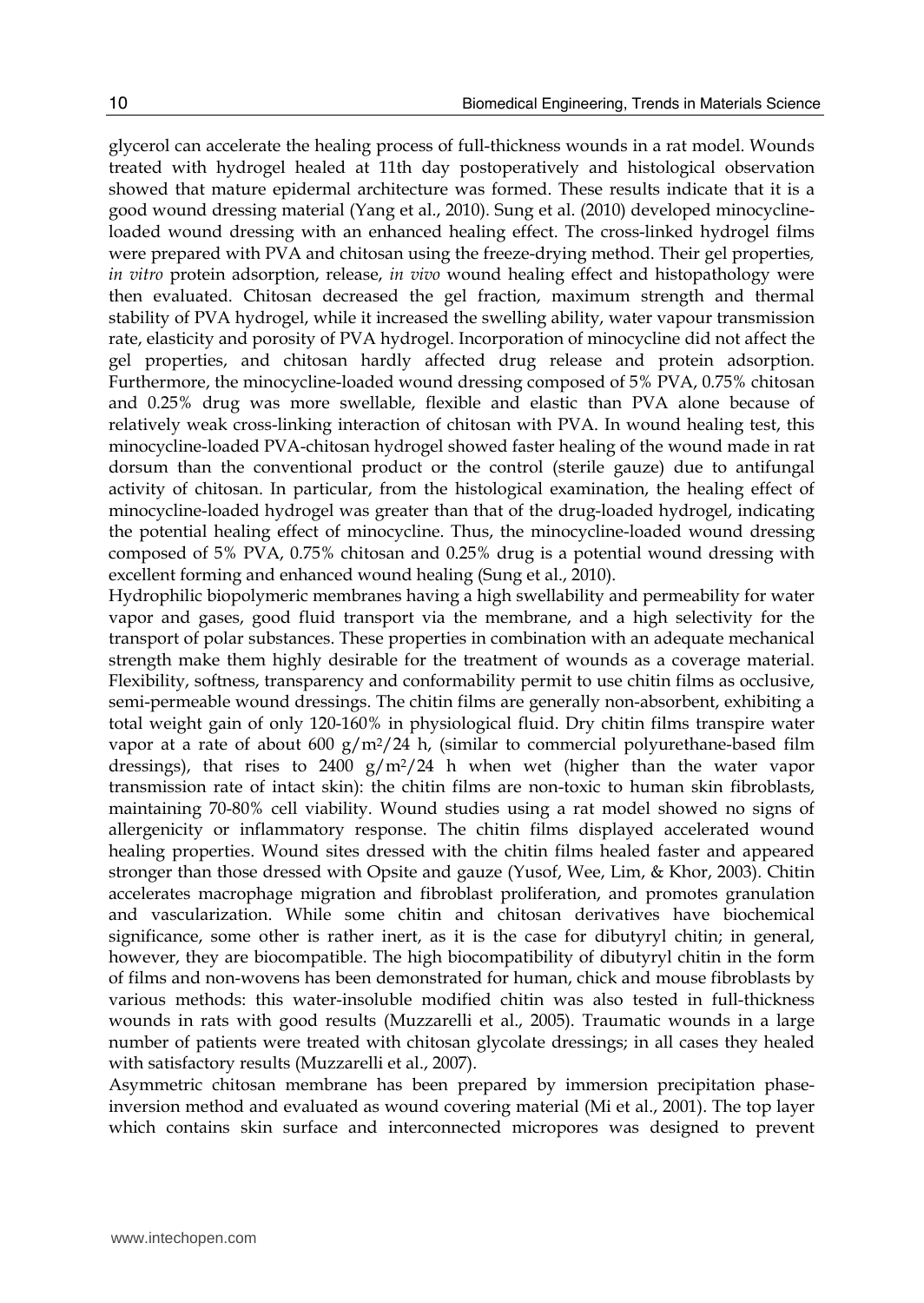glycerol can accelerate the healing process of full-thickness wounds in a rat model. Wounds treated with hydrogel healed at 11th day postoperatively and histological observation showed that mature epidermal architecture was formed. These results indicate that it is a good wound dressing material (Yang et al., 2010). Sung et al. (2010) developed minocycline-loaded wound dressing with an enhanced healing effect. The cross-linked hydrogel films were prepared with PVA and chitosan using the freeze-drying method. Their gel properties, *in vitro* protein adsorption, release, *in vivo* wound healing effect and histopathology were then evaluated. Chitosan decreased the gel fraction, maximum strength and thermal stability of PVA hydrogel, while it increased the swelling ability, water vapour transmission rate, elasticity and porosity of PVA hydrogel. Incorporation of minocycline did not affect the gel properties, and chitosan hardly affected drug release and protein adsorption. Furthermore, the minocycline-loaded wound dressing composed of 5% PVA, 0.75% chitosan and 0.25% drug was more swellable, flexible and elastic than PVA alone because of relatively weak cross-linking interaction of chitosan with PVA. In wound healing test, this minocycline-loaded PVA-chitosan hydrogel showed faster healing of the wound made in rat dorsum than the conventional product or the control (sterile gauze) due to antifungal activity of chitosan. In particular, from the histological examination, the healing effect of minocycline-loaded hydrogel was greater than that of the drug-loaded hydrogel, indicating the potential healing effect of minocycline. Thus, the minocycline-loaded wound dressing composed of 5% PVA, 0.75% chitosan and 0.25% drug is a potential wound dressing with excellent forming and enhanced wound healing (Sung et al., 2010).

Hydrophilic biopolymeric membranes having a high swellability and permeability for water vapor and gases, good fluid transport via the membrane, and a high selectivity for the transport of polar substances. These properties in combination with an adequate mechanical strength make them highly desirable for the treatment of wounds as a coverage material. Flexibility, softness, transparency and conformability permit to use chitin films as occlusive, semi-permeable wound dressings. The chitin films are generally non-absorbent, exhibiting a total weight gain of only 120-160% in physiological fluid. Dry chitin films transpire water vapor at a rate of about 600 $g/m^2/24$ h, (similar to commercial polyurethane-based film dressings), that rises to 2400 $g/m^2/24$ h when wet (higher than the water vapor transmission rate of intact skin): the chitin films are non-toxic to human skin fibroblasts, maintaining 70-80% cell viability. Wound studies using a rat model showed no signs of allergenicity or inflammatory response. The chitin films displayed accelerated wound healing properties. Wound sites dressed with the chitin films healed faster and appeared stronger than those dressed with Opsite and gauze (Yusof, Wee, Lim, & Khor, 2003). Chitin accelerates macrophage migration and fibroblast proliferation, and promotes granulation and vascularization. While some chitin and chitosan derivatives have biochemical significance, some other is rather inert, as it is the case for dibutyryl chitin; in general, however, they are biocompatible. The high biocompatibility of dibutyryl chitin in the form of films and non-wovens has been demonstrated for human, chick and mouse fibroblasts by various methods: this water-insoluble modified chitin was also tested in full-thickness wounds in rats with good results (Muzzarelli et al., 2005). Traumatic wounds in a large number of patients were treated with chitosan glycolate dressings; in all cases they healed with satisfactory results (Muzzarelli et al., 2007).

Asymmetric chitosan membrane has been prepared by immersion precipitation phase-inversion method and evaluated as wound covering material (Mi et al., 2001). The top layer which contains skin surface and interconnected micropores was designed to prevent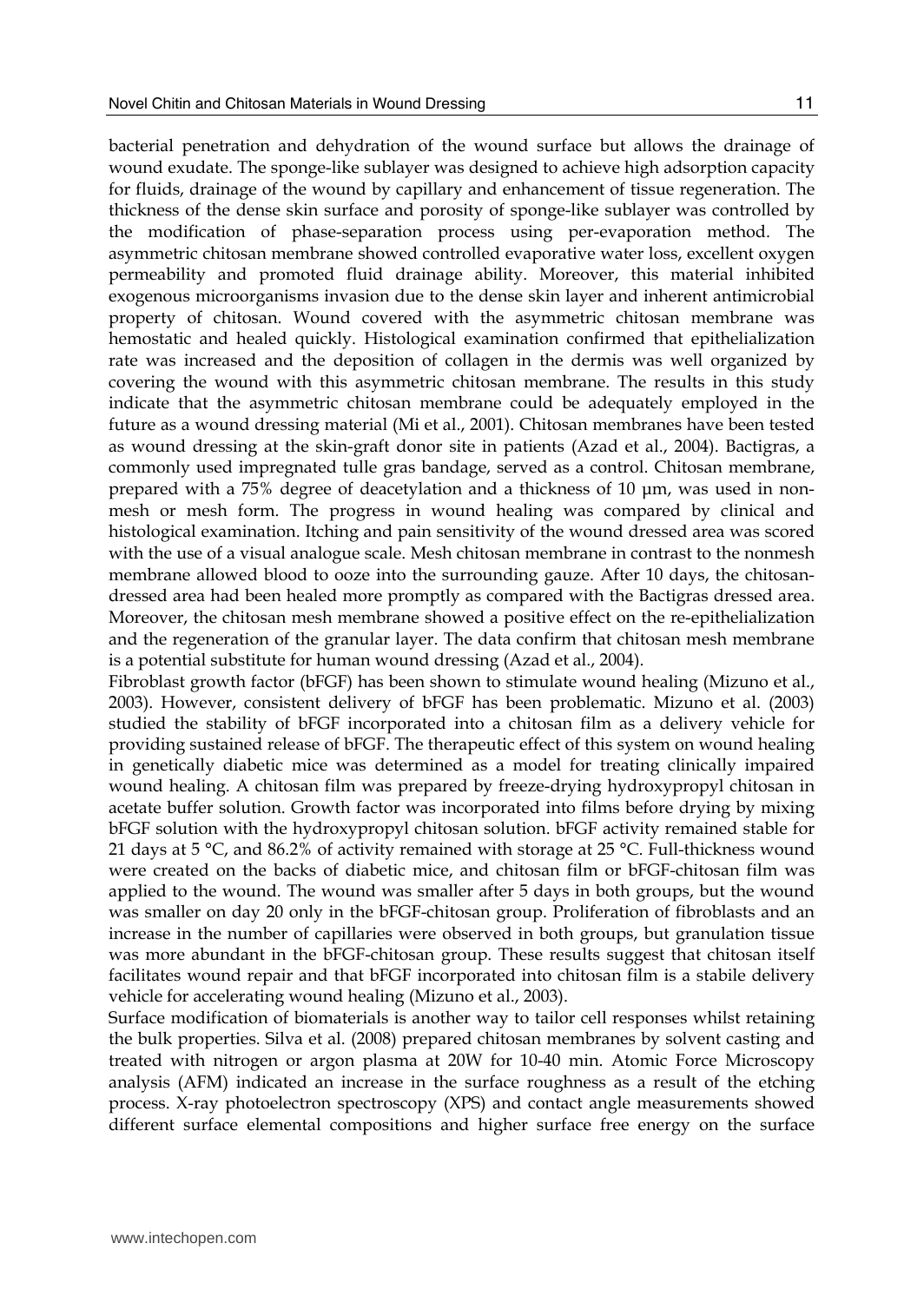bacterial penetration and dehydration of the wound surface but allows the drainage of wound exudate. The sponge-like sublayer was designed to achieve high adsorption capacity for fluids, drainage of the wound by capillary and enhancement of tissue regeneration. The thickness of the dense skin surface and porosity of sponge-like sublayer was controlled by the modification of phase-separation process using per-evaporation method. The asymmetric chitosan membrane showed controlled evaporative water loss, excellent oxygen permeability and promoted fluid drainage ability. Moreover, this material inhibited exogenous microorganisms invasion due to the dense skin layer and inherent antimicrobial property of chitosan. Wound covered with the asymmetric chitosan membrane was hemostatic and healed quickly. Histological examination confirmed that epithelialization rate was increased and the deposition of collagen in the dermis was well organized by covering the wound with this asymmetric chitosan membrane. The results in this study indicate that the asymmetric chitosan membrane could be adequately employed in the future as a wound dressing material (Mi et al., 2001). Chitosan membranes have been tested as wound dressing at the skin-graft donor site in patients (Azad et al., 2004). Bactigras, a commonly used impregnated tulle gras bandage, served as a control. Chitosan membrane, prepared with a 75% degree of deacetylation and a thickness of 10 µm, was used in non-mesh or mesh form. The progress in wound healing was compared by clinical and histological examination. Itching and pain sensitivity of the wound dressed area was scored with the use of a visual analogue scale. Mesh chitosan membrane in contrast to the nonmesh membrane allowed blood to ooze into the surrounding gauze. After 10 days, the chitosan-dressed area had been healed more promptly as compared with the Bactigras dressed area. Moreover, the chitosan mesh membrane showed a positive effect on the re-epithelialization and the regeneration of the granular layer. The data confirm that chitosan mesh membrane is a potential substitute for human wound dressing (Azad et al., 2004).

Fibroblast growth factor (bFGF) has been shown to stimulate wound healing (Mizuno et al., 2003). However, consistent delivery of bFGF has been problematic. Mizuno et al. (2003) studied the stability of bFGF incorporated into a chitosan film as a delivery vehicle for providing sustained release of bFGF. The therapeutic effect of this system on wound healing in genetically diabetic mice was determined as a model for treating clinically impaired wound healing. A chitosan film was prepared by freeze-drying hydroxypropyl chitosan in acetate buffer solution. Growth factor was incorporated into films before drying by mixing bFGF solution with the hydroxypropyl chitosan solution. bFGF activity remained stable for 21 days at 5 °C, and 86.2% of activity remained with storage at 25 °C. Full-thickness wound were created on the backs of diabetic mice, and chitosan film or bFGF-chitosan film was applied to the wound. The wound was smaller after 5 days in both groups, but the wound was smaller on day 20 only in the bFGF-chitosan group. Proliferation of fibroblasts and an increase in the number of capillaries were observed in both groups, but granulation tissue was more abundant in the bFGF-chitosan group. These results suggest that chitosan itself facilitates wound repair and that bFGF incorporated into chitosan film is a stabile delivery vehicle for accelerating wound healing (Mizuno et al., 2003).

Surface modification of biomaterials is another way to tailor cell responses whilst retaining the bulk properties. Silva et al. (2008) prepared chitosan membranes by solvent casting and treated with nitrogen or argon plasma at 20W for 10-40 min. Atomic Force Microscopy analysis (AFM) indicated an increase in the surface roughness as a result of the etching process. X-ray photoelectron spectroscopy (XPS) and contact angle measurements showed different surface elemental compositions and higher surface free energy on the surface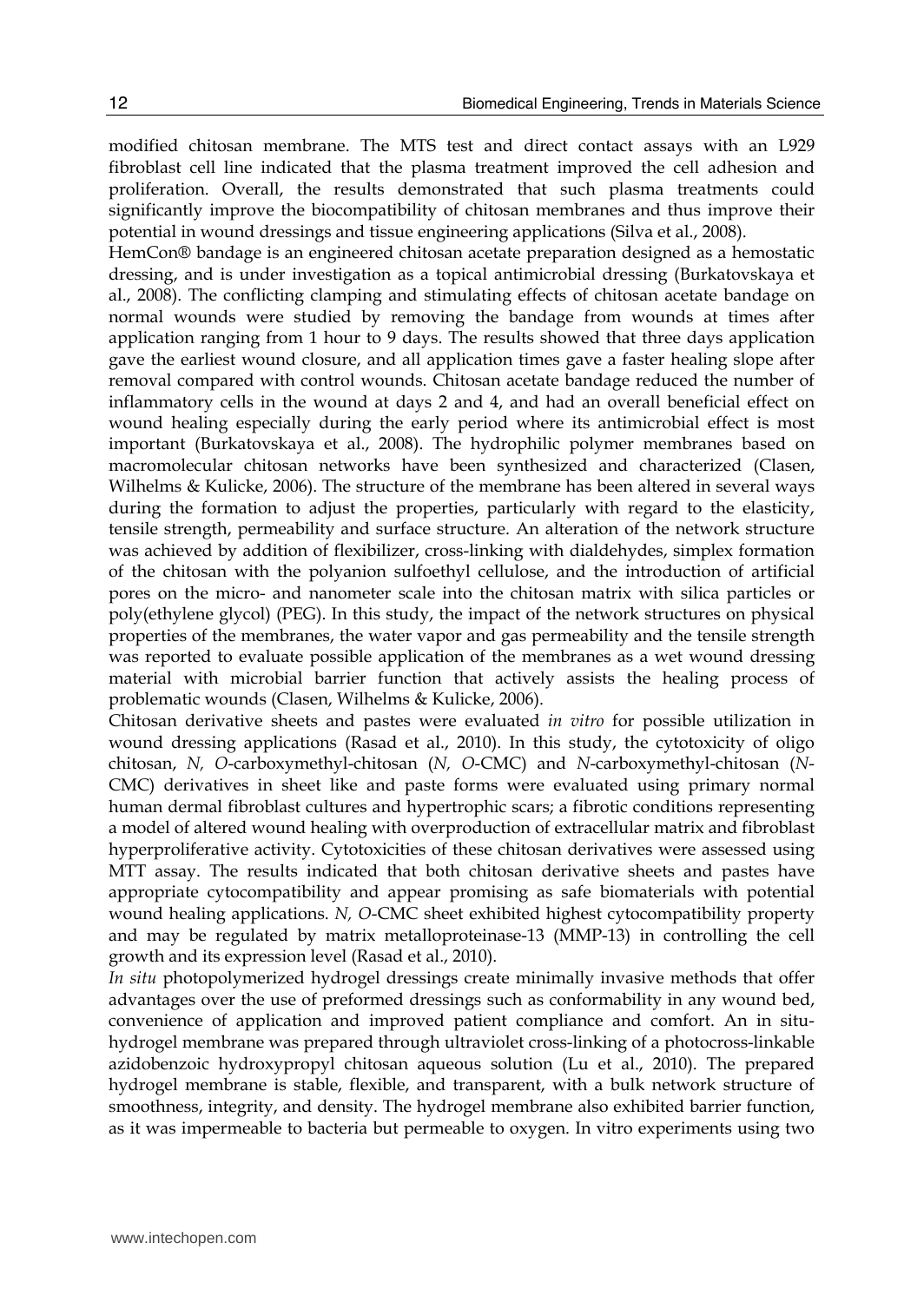modified chitosan membrane. The MTS test and direct contact assays with an L929 fibroblast cell line indicated that the plasma treatment improved the cell adhesion and proliferation. Overall, the results demonstrated that such plasma treatments could significantly improve the biocompatibility of chitosan membranes and thus improve their potential in wound dressings and tissue engineering applications (Silva et al., 2008).

HemCon® bandage is an engineered chitosan acetate preparation designed as a hemostatic dressing, and is under investigation as a topical antimicrobial dressing (Burkatovskaya et al., 2008). The conflicting clamping and stimulating effects of chitosan acetate bandage on normal wounds were studied by removing the bandage from wounds at times after application ranging from 1 hour to 9 days. The results showed that three days application gave the earliest wound closure, and all application times gave a faster healing slope after removal compared with control wounds. Chitosan acetate bandage reduced the number of inflammatory cells in the wound at days 2 and 4, and had an overall beneficial effect on wound healing especially during the early period where its antimicrobial effect is most important (Burkatovskaya et al., 2008). The hydrophilic polymer membranes based on macromolecular chitosan networks have been synthesized and characterized (Clasen, Wilhelms & Kulicke, 2006). The structure of the membrane has been altered in several ways during the formation to adjust the properties, particularly with regard to the elasticity, tensile strength, permeability and surface structure. An alteration of the network structure was achieved by addition of flexibilizer, cross-linking with dialdehydes, simplex formation of the chitosan with the polyanion sulfoethyl cellulose, and the introduction of artificial pores on the micro- and nanometer scale into the chitosan matrix with silica particles or poly(ethylene glycol) (PEG). In this study, the impact of the network structures on physical properties of the membranes, the water vapor and gas permeability and the tensile strength was reported to evaluate possible application of the membranes as a wet wound dressing material with microbial barrier function that actively assists the healing process of problematic wounds (Clasen, Wilhelms & Kulicke, 2006).

Chitosan derivative sheets and pastes were evaluated *in vitro* for possible utilization in wound dressing applications (Rasad et al., 2010). In this study, the cytotoxicity of oligo chitosan, *N, O*-carboxymethyl-chitosan (*N, O*-CMC) and *N*-carboxymethyl-chitosan (*N*-CMC) derivatives in sheet like and paste forms were evaluated using primary normal human dermal fibroblast cultures and hypertrophic scars; a fibrotic conditions representing a model of altered wound healing with overproduction of extracellular matrix and fibroblast hyperproliferative activity. Cytotoxicities of these chitosan derivatives were assessed using MTT assay. The results indicated that both chitosan derivative sheets and pastes have appropriate cytocompatibility and appear promising as safe biomaterials with potential wound healing applications. *N, O*-CMC sheet exhibited highest cytocompatibility property and may be regulated by matrix metalloproteinase-13 (MMP-13) in controlling the cell growth and its expression level (Rasad et al., 2010).

*In situ* photopolymerized hydrogel dressings create minimally invasive methods that offer advantages over the use of preformed dressings such as conformability in any wound bed, convenience of application and improved patient compliance and comfort. An in situ-hydrogel membrane was prepared through ultraviolet cross-linking of a photocross-linkable azidobenzoic hydroxypropyl chitosan aqueous solution (Lu et al., 2010). The prepared hydrogel membrane is stable, flexible, and transparent, with a bulk network structure of smoothness, integrity, and density. The hydrogel membrane also exhibited barrier function, as it was impermeable to bacteria but permeable to oxygen. In vitro experiments using two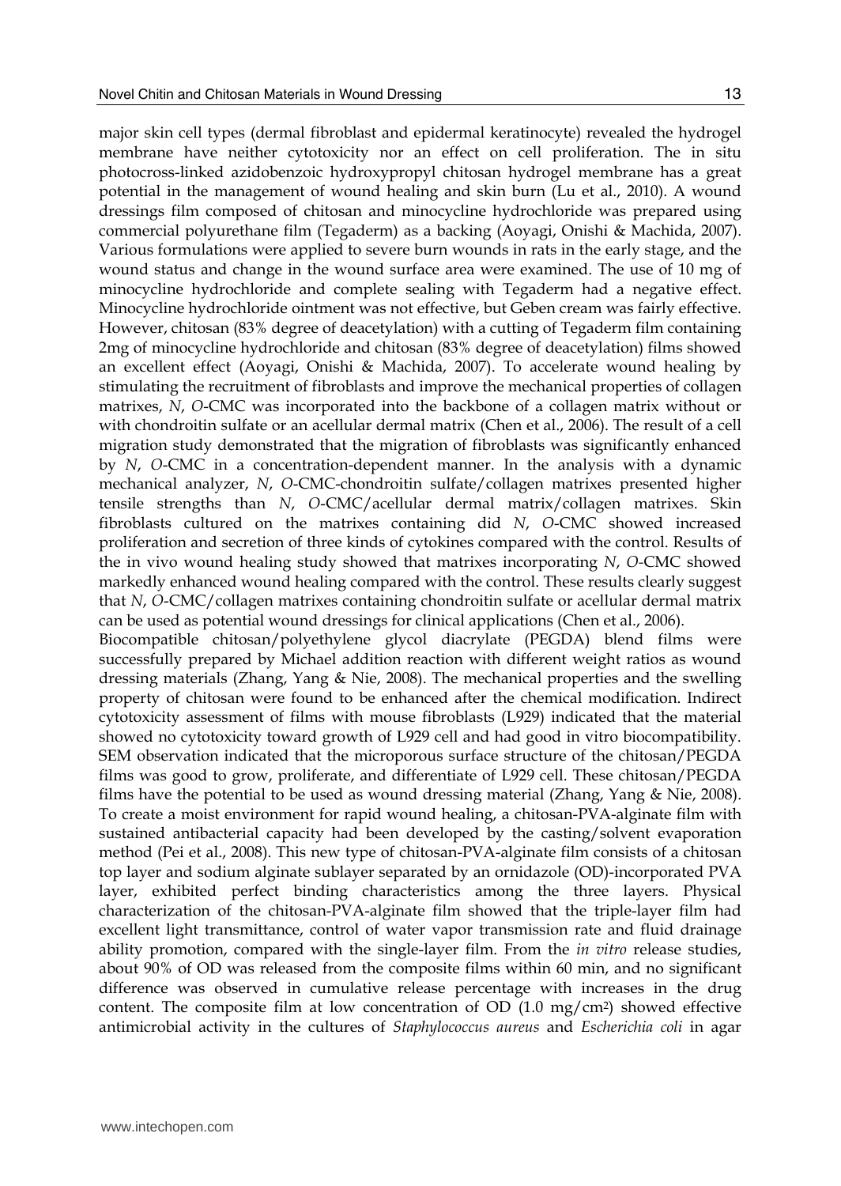major skin cell types (dermal fibroblast and epidermal keratinocyte) revealed the hydrogel membrane have neither cytotoxicity nor an effect on cell proliferation. The in situ photocross-linked azidobenzoic hydroxypropyl chitosan hydrogel membrane has a great potential in the management of wound healing and skin burn (Lu et al., 2010). A wound dressings film composed of chitosan and minocycline hydrochloride was prepared using commercial polyurethane film (Tegaderm) as a backing (Aoyagi, Onishi & Machida, 2007). Various formulations were applied to severe burn wounds in rats in the early stage, and the wound status and change in the wound surface area were examined. The use of 10 mg of minocycline hydrochloride and complete sealing with Tegaderm had a negative effect. Minocycline hydrochloride ointment was not effective, but Geben cream was fairly effective. However, chitosan (83% degree of deacetylation) with a cutting of Tegaderm film containing 2mg of minocycline hydrochloride and chitosan (83% degree of deacetylation) films showed an excellent effect (Aoyagi, Onishi & Machida, 2007). To accelerate wound healing by stimulating the recruitment of fibroblasts and improve the mechanical properties of collagen matrixes, *N*, *O*-CMC was incorporated into the backbone of a collagen matrix without or with chondroitin sulfate or an acellular dermal matrix (Chen et al., 2006). The result of a cell migration study demonstrated that the migration of fibroblasts was significantly enhanced by *N*, *O*-CMC in a concentration-dependent manner. In the analysis with a dynamic mechanical analyzer, *N*, *O*-CMC-chondroitin sulfate/collagen matrixes presented higher tensile strengths than *N*, *O*-CMC/acellular dermal matrix/collagen matrixes. Skin fibroblasts cultured on the matrixes containing did *N*, *O*-CMC showed increased proliferation and secretion of three kinds of cytokines compared with the control. Results of the in vivo wound healing study showed that matrixes incorporating *N*, *O*-CMC showed markedly enhanced wound healing compared with the control. These results clearly suggest that *N*, *O*-CMC/collagen matrixes containing chondroitin sulfate or acellular dermal matrix can be used as potential wound dressings for clinical applications (Chen et al., 2006).

Biocompatible chitosan/polyethylene glycol diacrylate (PEGDA) blend films were successfully prepared by Michael addition reaction with different weight ratios as wound dressing materials (Zhang, Yang & Nie, 2008). The mechanical properties and the swelling property of chitosan were found to be enhanced after the chemical modification. Indirect cytotoxicity assessment of films with mouse fibroblasts (L929) indicated that the material showed no cytotoxicity toward growth of L929 cell and had good in vitro biocompatibility. SEM observation indicated that the microporous surface structure of the chitosan/PEGDA films was good to grow, proliferate, and differentiate of L929 cell. These chitosan/PEGDA films have the potential to be used as wound dressing material (Zhang, Yang & Nie, 2008). To create a moist environment for rapid wound healing, a chitosan-PVA-alginate film with sustained antibacterial capacity had been developed by the casting/solvent evaporation method (Pei et al., 2008). This new type of chitosan-PVA-alginate film consists of a chitosan top layer and sodium alginate sublayer separated by an ornidazole (OD)-incorporated PVA layer, exhibited perfect binding characteristics among the three layers. Physical characterization of the chitosan-PVA-alginate film showed that the triple-layer film had excellent light transmittance, control of water vapor transmission rate and fluid drainage ability promotion, compared with the single-layer film. From the *in vitro* release studies, about 90% of OD was released from the composite films within 60 min, and no significant difference was observed in cumulative release percentage with increases in the drug content. The composite film at low concentration of OD (1.0 mg/cm$^2$) showed effective antimicrobial activity in the cultures of *Staphylococcus aureus* and *Escherichia coli* in agar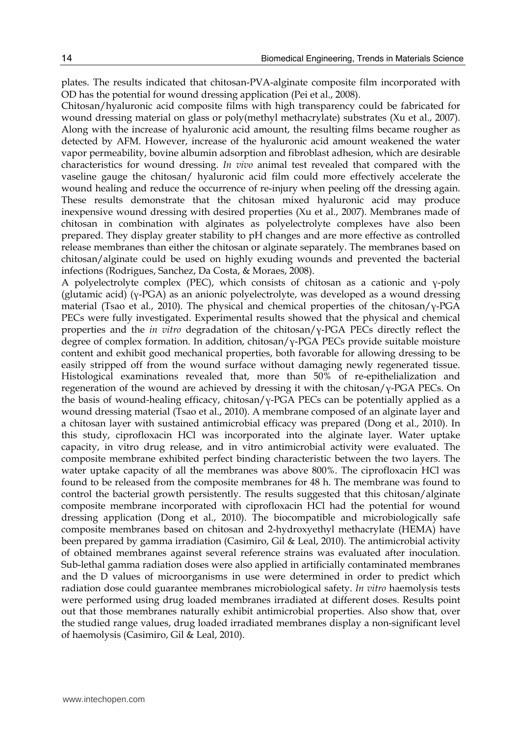plates. The results indicated that chitosan-PVA-alginate composite film incorporated with OD has the potential for wound dressing application (Pei et al., 2008).

Chitosan/hyaluronic acid composite films with high transparency could be fabricated for wound dressing material on glass or poly(methyl methacrylate) substrates (Xu et al., 2007). Along with the increase of hyaluronic acid amount, the resulting films became rougher as detected by AFM. However, increase of the hyaluronic acid amount weakened the water vapor permeability, bovine albumin adsorption and fibroblast adhesion, which are desirable characteristics for wound dressing. *In vivo* animal test revealed that compared with the vaseline gauge the chitosan/ hyaluronic acid film could more effectively accelerate the wound healing and reduce the occurrence of re-injury when peeling off the dressing again. These results demonstrate that the chitosan mixed hyaluronic acid may produce inexpensive wound dressing with desired properties (Xu et al., 2007). Membranes made of chitosan in combination with alginates as polyelectrolyte complexes have also been prepared. They display greater stability to pH changes and are more effective as controlled release membranes than either the chitosan or alginate separately. The membranes based on chitosan/alginate could be used on highly exuding wounds and prevented the bacterial infections (Rodrigues, Sanchez, Da Costa, & Moraes, 2008).

A polyelectrolyte complex (PEC), which consists of chitosan as a cationic and γ-poly (glutamic acid) (γ-PGA) as an anionic polyelectrolyte, was developed as a wound dressing material (Tsao et al., 2010). The physical and chemical properties of the chitosan/γ-PGA PECs were fully investigated. Experimental results showed that the physical and chemical properties and the *in vitro* degradation of the chitosan/γ-PGA PECs directly reflect the degree of complex formation. In addition, chitosan/γ-PGA PECs provide suitable moisture content and exhibit good mechanical properties, both favorable for allowing dressing to be easily stripped off from the wound surface without damaging newly regenerated tissue. Histological examinations revealed that, more than 50% of re-epithelialization and regeneration of the wound are achieved by dressing it with the chitosan/γ-PGA PECs. On the basis of wound-healing efficacy, chitosan/γ-PGA PECs can be potentially applied as a wound dressing material (Tsao et al., 2010). A membrane composed of an alginate layer and a chitosan layer with sustained antimicrobial efficacy was prepared (Dong et al., 2010). In this study, ciprofloxacin HCl was incorporated into the alginate layer. Water uptake capacity, in vitro drug release, and in vitro antimicrobial activity were evaluated. The composite membrane exhibited perfect binding characteristic between the two layers. The water uptake capacity of all the membranes was above 800%. The ciprofloxacin HCl was found to be released from the composite membranes for 48 h. The membrane was found to control the bacterial growth persistently. The results suggested that this chitosan/alginate composite membrane incorporated with ciprofloxacin HCl had the potential for wound dressing application (Dong et al., 2010). The biocompatible and microbiologically safe composite membranes based on chitosan and 2-hydroxyethyl methacrylate (HEMA) have been prepared by gamma irradiation (Casimiro, Gil & Leal, 2010). The antimicrobial activity of obtained membranes against several reference strains was evaluated after inoculation. Sub-lethal gamma radiation doses were also applied in artificially contaminated membranes and the D values of microorganisms in use were determined in order to predict which radiation dose could guarantee membranes microbiological safety. *In vitro* haemolysis tests were performed using drug loaded membranes irradiated at different doses. Results point out that those membranes naturally exhibit antimicrobial properties. Also show that, over the studied range values, drug loaded irradiated membranes display a non-significant level of haemolysis (Casimiro, Gil & Leal, 2010).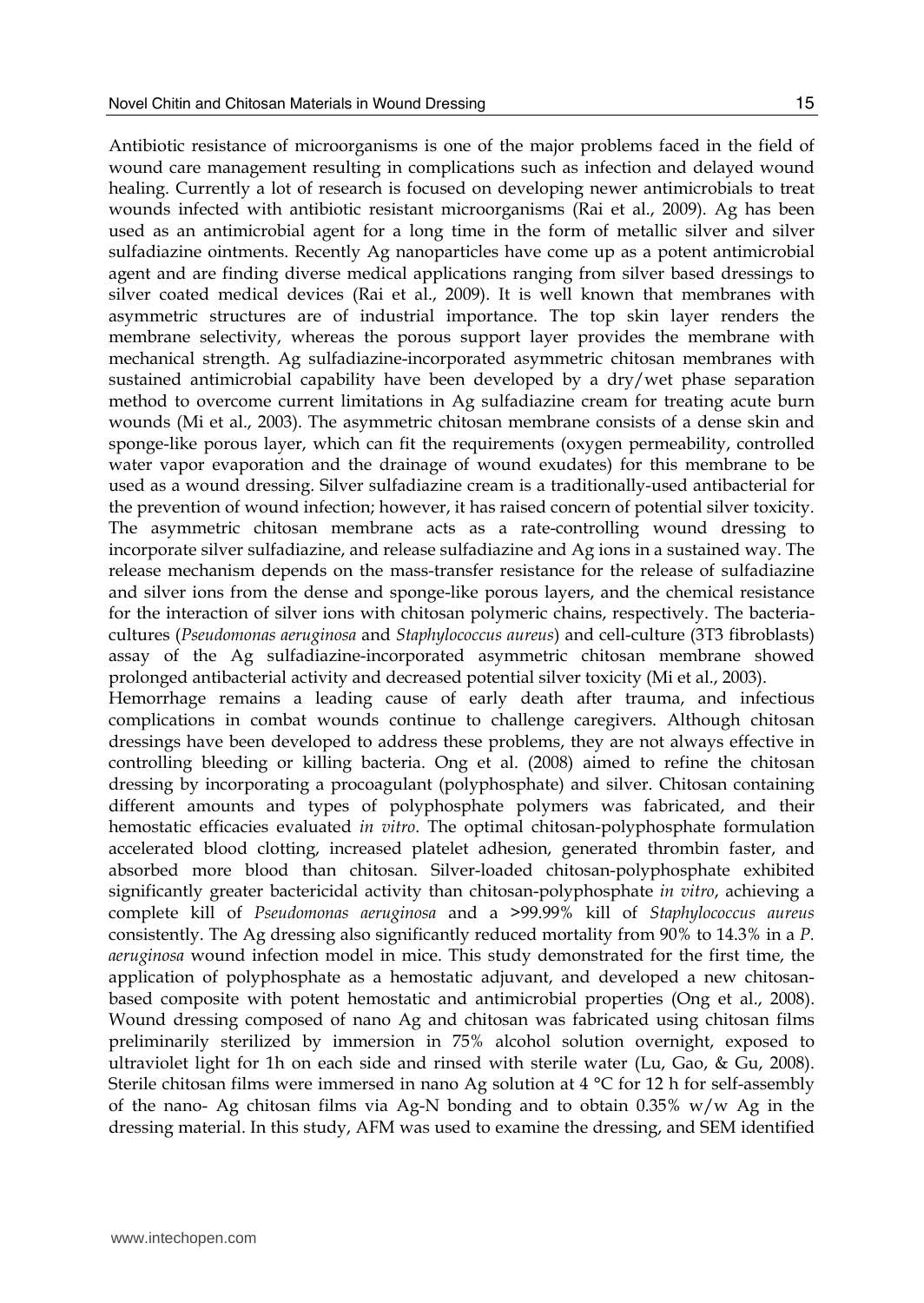Antibiotic resistance of microorganisms is one of the major problems faced in the field of wound care management resulting in complications such as infection and delayed wound healing. Currently a lot of research is focused on developing newer antimicrobials to treat wounds infected with antibiotic resistant microorganisms (Rai et al., 2009). Ag has been used as an antimicrobial agent for a long time in the form of metallic silver and silver sulfadiazine ointments. Recently Ag nanoparticles have come up as a potent antimicrobial agent and are finding diverse medical applications ranging from silver based dressings to silver coated medical devices (Rai et al., 2009). It is well known that membranes with asymmetric structures are of industrial importance. The top skin layer renders the membrane selectivity, whereas the porous support layer provides the membrane with mechanical strength. Ag sulfadiazine-incorporated asymmetric chitosan membranes with sustained antimicrobial capability have been developed by a dry/wet phase separation method to overcome current limitations in Ag sulfadiazine cream for treating acute burn wounds (Mi et al., 2003). The asymmetric chitosan membrane consists of a dense skin and sponge-like porous layer, which can fit the requirements (oxygen permeability, controlled water vapor evaporation and the drainage of wound exudates) for this membrane to be used as a wound dressing. Silver sulfadiazine cream is a traditionally-used antibacterial for the prevention of wound infection; however, it has raised concern of potential silver toxicity. The asymmetric chitosan membrane acts as a rate-controlling wound dressing to incorporate silver sulfadiazine, and release sulfadiazine and Ag ions in a sustained way. The release mechanism depends on the mass-transfer resistance for the release of sulfadiazine and silver ions from the dense and sponge-like porous layers, and the chemical resistance for the interaction of silver ions with chitosan polymeric chains, respectively. The bacteria-cultures (*Pseudomonas aeruginosa* and *Staphylococcus aureus*) and cell-culture (3T3 fibroblasts) assay of the Ag sulfadiazine-incorporated asymmetric chitosan membrane showed prolonged antibacterial activity and decreased potential silver toxicity (Mi et al., 2003).

Hemorrhage remains a leading cause of early death after trauma, and infectious complications in combat wounds continue to challenge caregivers. Although chitosan dressings have been developed to address these problems, they are not always effective in controlling bleeding or killing bacteria. Ong et al. (2008) aimed to refine the chitosan dressing by incorporating a procoagulant (polyphosphate) and silver. Chitosan containing different amounts and types of polyphosphate polymers was fabricated, and their hemostatic efficacies evaluated *in vitro*. The optimal chitosan-polyphosphate formulation accelerated blood clotting, increased platelet adhesion, generated thrombin faster, and absorbed more blood than chitosan. Silver-loaded chitosan-polyphosphate exhibited significantly greater bactericidal activity than chitosan-polyphosphate *in vitro*, achieving a complete kill of *Pseudomonas aeruginosa* and a >99.99% kill of *Staphylococcus aureus* consistently. The Ag dressing also significantly reduced mortality from 90% to 14.3% in a *P. aeruginosa* wound infection model in mice. This study demonstrated for the first time, the application of polyphosphate as a hemostatic adjuvant, and developed a new chitosan-based composite with potent hemostatic and antimicrobial properties (Ong et al., 2008).

Wound dressing composed of nano Ag and chitosan was fabricated using chitosan films preliminarily sterilized by immersion in 75% alcohol solution overnight, exposed to ultraviolet light for 1h on each side and rinsed with sterile water (Lu, Gao, & Gu, 2008). Sterile chitosan films were immersed in nano Ag solution at 4 °C for 12 h for self-assembly of the nano- Ag chitosan films via Ag-N bonding and to obtain 0.35% w/w Ag in the dressing material. In this study, AFM was used to examine the dressing, and SEM identified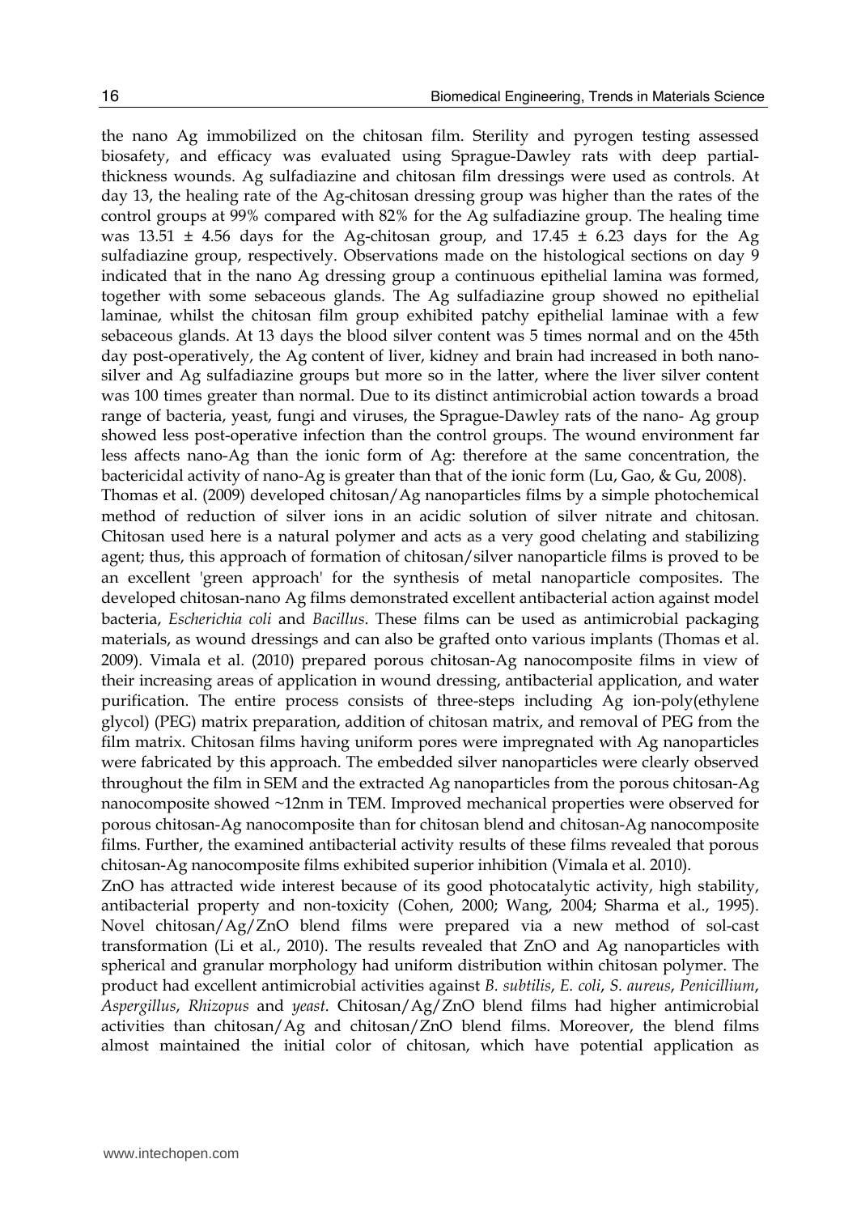the nano Ag immobilized on the chitosan film. Sterility and pyrogen testing assessed biosafety, and efficacy was evaluated using Sprague-Dawley rats with deep partial-thickness wounds. Ag sulfadiazine and chitosan film dressings were used as controls. At day 13, the healing rate of the Ag-chitosan dressing group was higher than the rates of the control groups at 99% compared with 82% for the Ag sulfadiazine group. The healing time was 13.51 ± 4.56 days for the Ag-chitosan group, and 17.45 ± 6.23 days for the Ag sulfadiazine group, respectively. Observations made on the histological sections on day 9 indicated that in the nano Ag dressing group a continuous epithelial lamina was formed, together with some sebaceous glands. The Ag sulfadiazine group showed no epithelial laminae, whilst the chitosan film group exhibited patchy epithelial laminae with a few sebaceous glands. At 13 days the blood silver content was 5 times normal and on the 45th day post-operatively, the Ag content of liver, kidney and brain had increased in both nano-silver and Ag sulfadiazine groups but more so in the latter, where the liver silver content was 100 times greater than normal. Due to its distinct antimicrobial action towards a broad range of bacteria, yeast, fungi and viruses, the Sprague-Dawley rats of the nano- Ag group showed less post-operative infection than the control groups. The wound environment far less affects nano-Ag than the ionic form of Ag: therefore at the same concentration, the bactericidal activity of nano-Ag is greater than that of the ionic form (Lu, Gao, & Gu, 2008).

Thomas et al. (2009) developed chitosan/Ag nanoparticles films by a simple photochemical method of reduction of silver ions in an acidic solution of silver nitrate and chitosan. Chitosan used here is a natural polymer and acts as a very good chelating and stabilizing agent; thus, this approach of formation of chitosan/silver nanoparticle films is proved to be an excellent 'green approach' for the synthesis of metal nanoparticle composites. The developed chitosan-nano Ag films demonstrated excellent antibacterial action against model bacteria, *Escherichia coli* and *Bacillus*. These films can be used as antimicrobial packaging materials, as wound dressings and can also be grafted onto various implants (Thomas et al. 2009). Vimala et al. (2010) prepared porous chitosan-Ag nanocomposite films in view of their increasing areas of application in wound dressing, antibacterial application, and water purification. The entire process consists of three-steps including Ag ion-poly(ethylene glycol) (PEG) matrix preparation, addition of chitosan matrix, and removal of PEG from the film matrix. Chitosan films having uniform pores were impregnated with Ag nanoparticles were fabricated by this approach. The embedded silver nanoparticles were clearly observed throughout the film in SEM and the extracted Ag nanoparticles from the porous chitosan-Ag nanocomposite showed ~12nm in TEM. Improved mechanical properties were observed for porous chitosan-Ag nanocomposite than for chitosan blend and chitosan-Ag nanocomposite films. Further, the examined antibacterial activity results of these films revealed that porous chitosan-Ag nanocomposite films exhibited superior inhibition (Vimala et al. 2010).

ZnO has attracted wide interest because of its good photocatalytic activity, high stability, antibacterial property and non-toxicity (Cohen, 2000; Wang, 2004; Sharma et al., 1995). Novel chitosan/Ag/ZnO blend films were prepared via a new method of sol-cast transformation (Li et al., 2010). The results revealed that ZnO and Ag nanoparticles with spherical and granular morphology had uniform distribution within chitosan polymer. The product had excellent antimicrobial activities against *B. subtilis*, *E. coli*, *S. aureus*, *Penicillium*, *Aspergillus*, *Rhizopus* and *yeast*. Chitosan/Ag/ZnO blend films had higher antimicrobial activities than chitosan/Ag and chitosan/ZnO blend films. Moreover, the blend films almost maintained the initial color of chitosan, which have potential application as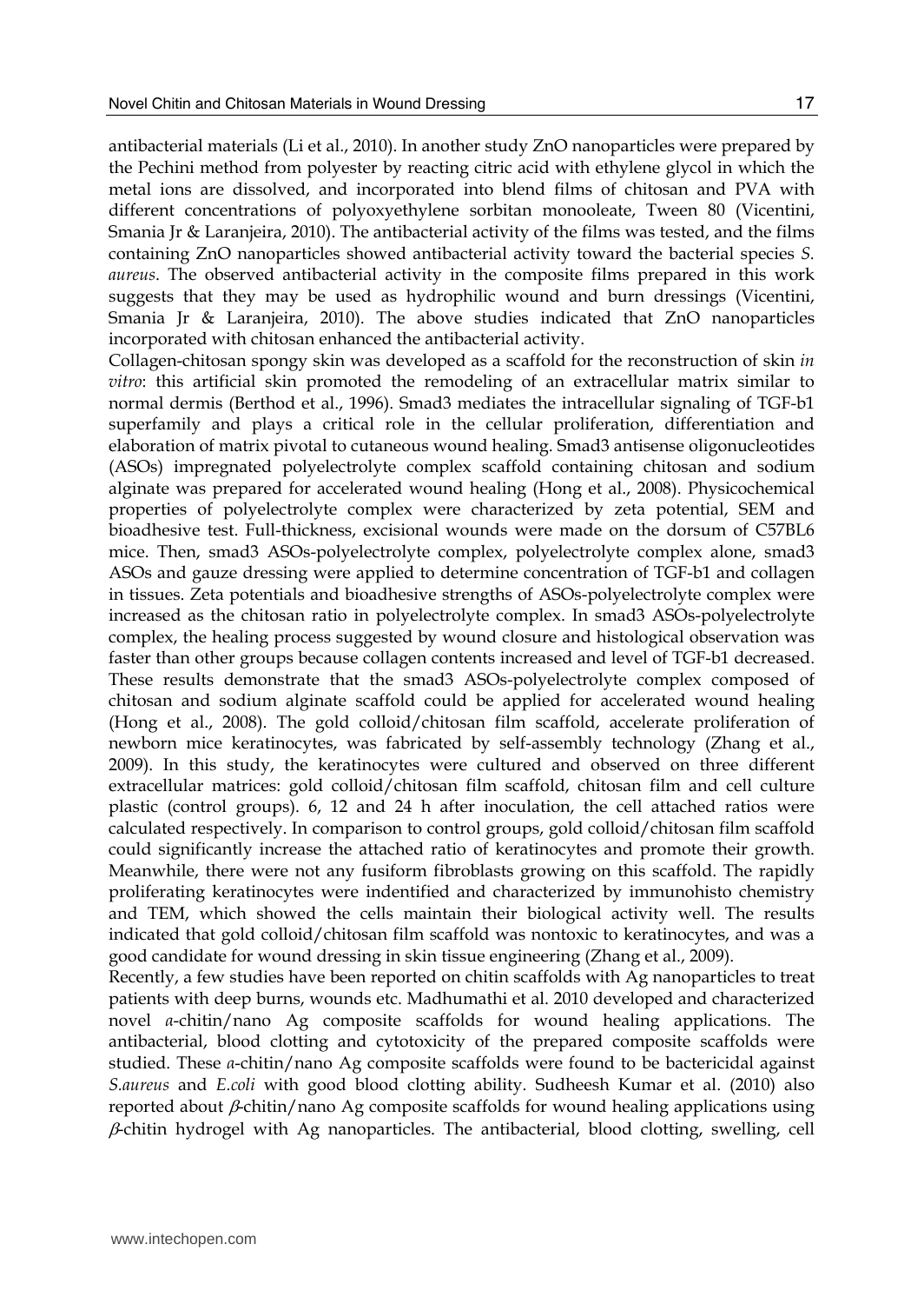antibacterial materials (Li et al., 2010). In another study ZnO nanoparticles were prepared by the Pechini method from polyester by reacting citric acid with ethylene glycol in which the metal ions are dissolved, and incorporated into blend films of chitosan and PVA with different concentrations of polyoxyethylene sorbitan monooleate, Tween 80 (Vicentini, Smania Jr & Laranjeira, 2010). The antibacterial activity of the films was tested, and the films containing ZnO nanoparticles showed antibacterial activity toward the bacterial species *S. aureus*. The observed antibacterial activity in the composite films prepared in this work suggests that they may be used as hydrophilic wound and burn dressings (Vicentini, Smania Jr & Laranjeira, 2010). The above studies indicated that ZnO nanoparticles incorporated with chitosan enhanced the antibacterial activity.

Collagen-chitosan spongy skin was developed as a scaffold for the reconstruction of skin *in vitro*: this artificial skin promoted the remodeling of an extracellular matrix similar to normal dermis (Berthod et al., 1996). Smad3 mediates the intracellular signaling of TGF-b1 superfamily and plays a critical role in the cellular proliferation, differentiation and elaboration of matrix pivotal to cutaneous wound healing. Smad3 antisense oligonucleotides (ASOs) impregnated polyelectrolyte complex scaffold containing chitosan and sodium alginate was prepared for accelerated wound healing (Hong et al., 2008). Physicochemical properties of polyelectrolyte complex were characterized by zeta potential, SEM and bioadhesive test. Full-thickness, excisional wounds were made on the dorsum of C57BL6 mice. Then, smad3 ASOs-polyelectrolyte complex, polyelectrolyte complex alone, smad3 ASOs and gauze dressing were applied to determine concentration of TGF-b1 and collagen in tissues. Zeta potentials and bioadhesive strengths of ASOs-polyelectrolyte complex were increased as the chitosan ratio in polyelectrolyte complex. In smad3 ASOs-polyelectrolyte complex, the healing process suggested by wound closure and histological observation was faster than other groups because collagen contents increased and level of TGF-b1 decreased. These results demonstrate that the smad3 ASOs-polyelectrolyte complex composed of chitosan and sodium alginate scaffold could be applied for accelerated wound healing (Hong et al., 2008). The gold colloid/chitosan film scaffold, accelerate proliferation of newborn mice keratinocytes, was fabricated by self-assembly technology (Zhang et al., 2009). In this study, the keratinocytes were cultured and observed on three different extracellular matrices: gold colloid/chitosan film scaffold, chitosan film and cell culture plastic (control groups). 6, 12 and 24 h after inoculation, the cell attached ratios were calculated respectively. In comparison to control groups, gold colloid/chitosan film scaffold could significantly increase the attached ratio of keratinocytes and promote their growth. Meanwhile, there were not any fusiform fibroblasts growing on this scaffold. The rapidly proliferating keratinocytes were indentified and characterized by immunohisto chemistry and TEM, which showed the cells maintain their biological activity well. The results indicated that gold colloid/chitosan film scaffold was nontoxic to keratinocytes, and was a good candidate for wound dressing in skin tissue engineering (Zhang et al., 2009).

Recently, a few studies have been reported on chitin scaffolds with Ag nanoparticles to treat patients with deep burns, wounds etc. Madhumathi et al. 2010 developed and characterized novel *α*-chitin/nano Ag composite scaffolds for wound healing applications. The antibacterial, blood clotting and cytotoxicity of the prepared composite scaffolds were studied. These *α*-chitin/nano Ag composite scaffolds were found to be bactericidal against *S.aureus* and *E.coli* with good blood clotting ability. Sudheesh Kumar et al. (2010) also reported about *β*-chitin/nano Ag composite scaffolds for wound healing applications using *β*-chitin hydrogel with Ag nanoparticles. The antibacterial, blood clotting, swelling, cell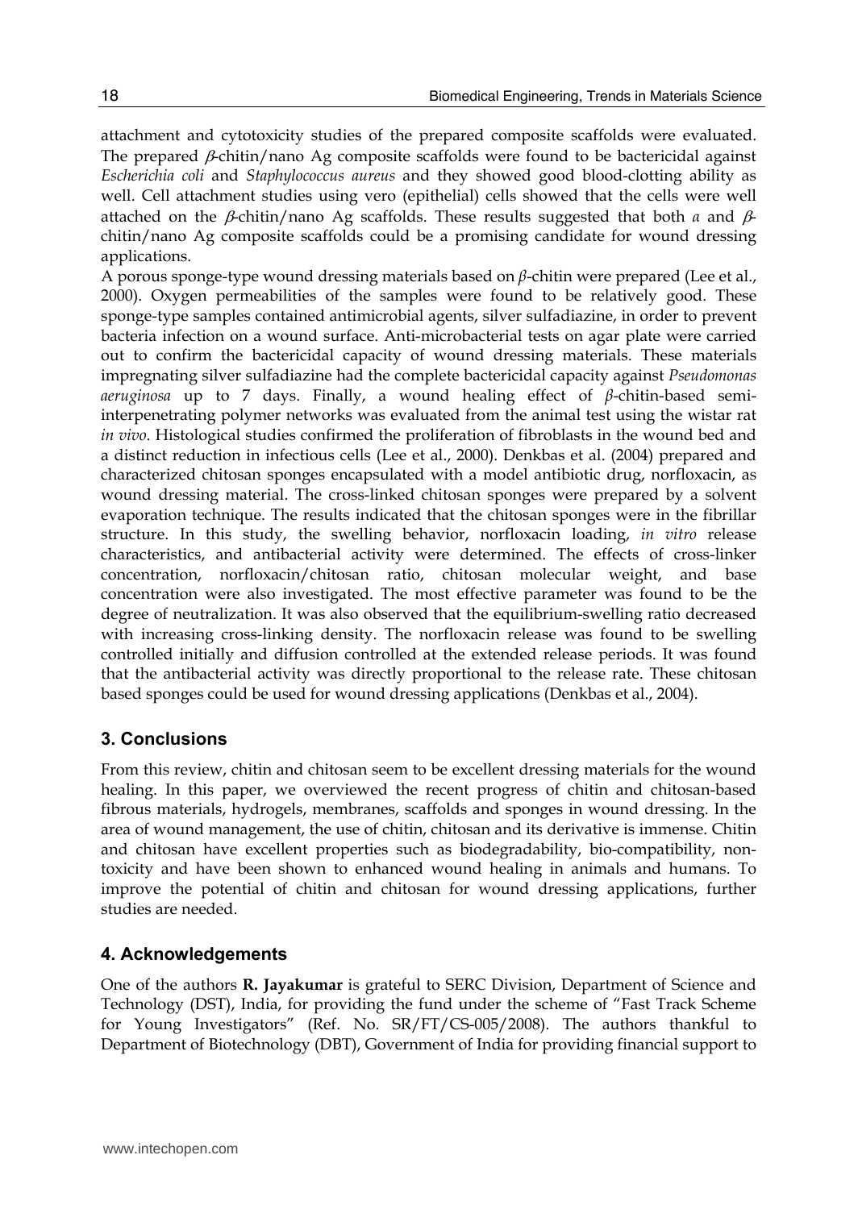attachment and cytotoxicity studies of the prepared composite scaffolds were evaluated. The prepared $\beta$-chitin/nano Ag composite scaffolds were found to be bactericidal against *Escherichia coli* and *Staphylococcus aureus* and they showed good blood-clotting ability as well. Cell attachment studies using vero (epithelial) cells showed that the cells were well attached on the $\beta$-chitin/nano Ag scaffolds. These results suggested that both $\alpha$ and $\beta$-chitin/nano Ag composite scaffolds could be a promising candidate for wound dressing applications.

A porous sponge-type wound dressing materials based on $\beta$-chitin were prepared (Lee et al., 2000). Oxygen permeabilities of the samples were found to be relatively good. These sponge-type samples contained antimicrobial agents, silver sulfadiazine, in order to prevent bacteria infection on a wound surface. Anti-microbacterial tests on agar plate were carried out to confirm the bactericidal capacity of wound dressing materials. These materials impregnating silver sulfadiazine had the complete bactericidal capacity against *Pseudomonas aeruginosa* up to 7 days. Finally, a wound healing effect of $\beta$-chitin-based semi-interpenetrating polymer networks was evaluated from the animal test using the wistar rat *in vivo*. Histological studies confirmed the proliferation of fibroblasts in the wound bed and a distinct reduction in infectious cells (Lee et al., 2000). Denkbas et al. (2004) prepared and characterized chitosan sponges encapsulated with a model antibiotic drug, norfloxacin, as wound dressing material. The cross-linked chitosan sponges were prepared by a solvent evaporation technique. The results indicated that the chitosan sponges were in the fibrillar structure. In this study, the swelling behavior, norfloxacin loading, *in vitro* release characteristics, and antibacterial activity were determined. The effects of cross-linker concentration, norfloxacin/chitosan ratio, chitosan molecular weight, and base concentration were also investigated. The most effective parameter was found to be the degree of neutralization. It was also observed that the equilibrium-swelling ratio decreased with increasing cross-linking density. The norfloxacin release was found to be swelling controlled initially and diffusion controlled at the extended release periods. It was found that the antibacterial activity was directly proportional to the release rate. These chitosan based sponges could be used for wound dressing applications (Denkbas et al., 2004).

## 3. Conclusions

From this review, chitin and chitosan seem to be excellent dressing materials for the wound healing. In this paper, we overviewed the recent progress of chitin and chitosan-based fibrous materials, hydrogels, membranes, scaffolds and sponges in wound dressing. In the area of wound management, the use of chitin, chitosan and its derivative is immense. Chitin and chitosan have excellent properties such as biodegradability, bio-compatibility, non-toxicity and have been shown to enhanced wound healing in animals and humans. To improve the potential of chitin and chitosan for wound dressing applications, further studies are needed.

## 4. Acknowledgements

One of the authors **R. Jayakumar** is grateful to SERC Division, Department of Science and Technology (DST), India, for providing the fund under the scheme of "Fast Track Scheme for Young Investigators" (Ref. No. SR/FT/CS-005/2008). The authors thankful to Department of Biotechnology (DBT), Government of India for providing financial support to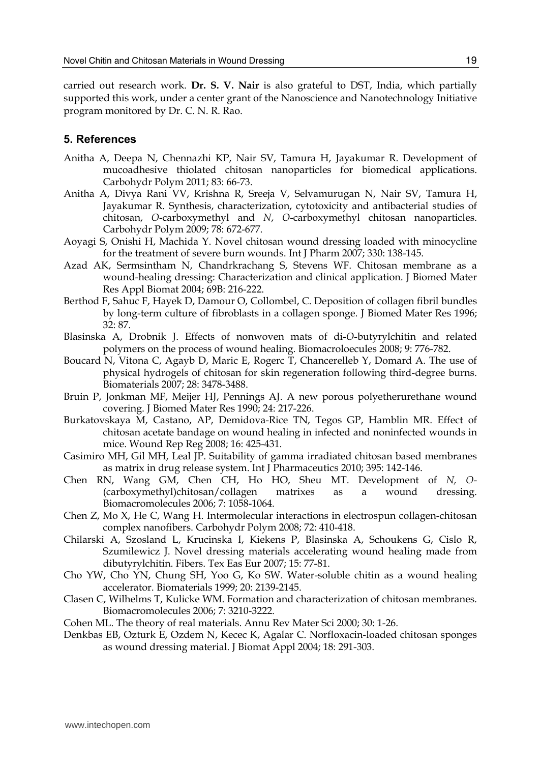carried out research work. **Dr. S. V. Nair** is also grateful to DST, India, which partially supported this work, under a center grant of the Nanoscience and Nanotechnology Initiative program monitored by Dr. C. N. R. Rao.

## 5. References

Anitha A, Deepa N, Chennazhi KP, Nair SV, Tamura H, Jayakumar R. Development of mucoadhesive thiolated chitosan nanoparticles for biomedical applications. Carbohydr Polym 2011; 83: 66-73.

Anitha A, Divya Rani VV, Krishna R, Sreeja V, Selvamurugan N, Nair SV, Tamura H, Jayakumar R. Synthesis, characterization, cytotoxicity and antibacterial studies of chitosan, *O*-carboxymethyl and *N*, *O*-carboxymethyl chitosan nanoparticles. Carbohydr Polym 2009; 78: 672-677.

Aoyagi S, Onishi H, Machida Y. Novel chitosan wound dressing loaded with minocycline for the treatment of severe burn wounds. Int J Pharm 2007; 330: 138-145.

Azad AK, Sermsintham N, Chandrkrachang S, Stevens WF. Chitosan membrane as a wound-healing dressing: Characterization and clinical application. J Biomed Mater Res Appl Biomat 2004; 69B: 216-222.

Berthod F, Sahuc F, Hayek D, Damour O, Collombel, C. Deposition of collagen fibril bundles by long-term culture of fibroblasts in a collagen sponge. J Biomed Mater Res 1996; 32: 87.

Blasinska A, Drobnik J. Effects of nonwoven mats of di-*O*-butyrylchitin and related polymers on the process of wound healing. Biomacroloecules 2008; 9: 776-782.

Boucard N, Vitona C, Agayb D, Maric E, Rogerc T, Chancerelleb Y, Domard A. The use of physical hydrogels of chitosan for skin regeneration following third-degree burns. Biomaterials 2007; 28: 3478-3488.

Bruin P, Jonkman MF, Meijer HJ, Pennings AJ. A new porous polyetherurethane wound covering. J Biomed Mater Res 1990; 24: 217-226.

Burkatovskaya M, Castano, AP, Demidova-Rice TN, Tegos GP, Hamblin MR. Effect of chitosan acetate bandage on wound healing in infected and noninfected wounds in mice. Wound Rep Reg 2008; 16: 425-431.

Casimiro MH, Gil MH, Leal JP. Suitability of gamma irradiated chitosan based membranes as matrix in drug release system. Int J Pharmaceutics 2010; 395: 142-146.

Chen RN, Wang GM, Chen CH, Ho HO, Sheu MT. Development of *N, O*-(carboxymethyl)chitosan/collagen matrixes as a wound dressing. Biomacromolecules 2006; 7: 1058-1064.

Chen Z, Mo X, He C, Wang H. Intermolecular interactions in electrospun collagen-chitosan complex nanofibers. Carbohydr Polym 2008; 72: 410-418.

Chilarski A, Szosland L, Krucinska I, Kiekens P, Blasinska A, Schoukens G, Cislo R, Szumilewicz J. Novel dressing materials accelerating wound healing made from dibutyrylchitin. Fibers. Tex Eas Eur 2007; 15: 77-81.

Cho YW, Cho YN, Chung SH, Yoo G, Ko SW. Water-soluble chitin as a wound healing accelerator. Biomaterials 1999; 20: 2139-2145.

Clasen C, Wilhelms T, Kulicke WM. Formation and characterization of chitosan membranes. Biomacromolecules 2006; 7: 3210-3222.

Cohen ML. The theory of real materials. Annu Rev Mater Sci 2000; 30: 1-26.

Denkbas EB, Ozturk E, Ozdem N, Kecec K, Agalar C. Norfloxacin-loaded chitosan sponges as wound dressing material. J Biomat Appl 2004; 18: 291-303.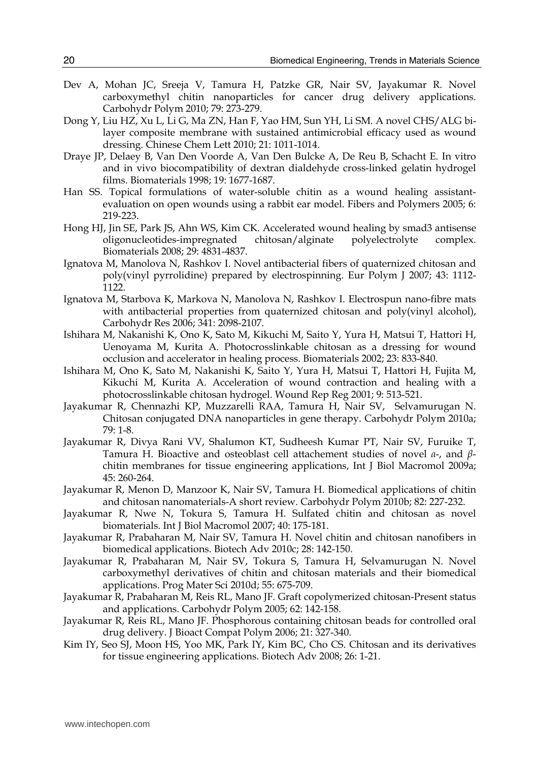Dev A, Mohan JC, Sreeja V, Tamura H, Patzke GR, Nair SV, Jayakumar R. Novel carboxymethyl chitin nanoparticles for cancer drug delivery applications. Carbohydr Polym 2010; 79: 273-279.

Dong Y, Liu HZ, Xu L, Li G, Ma ZN, Han F, Yao HM, Sun YH, Li SM. A novel CHS/ALG bi-layer composite membrane with sustained antimicrobial efficacy used as wound dressing. Chinese Chem Lett 2010; 21: 1011-1014.

Draye JP, Delaey B, Van Den Voorde A, Van Den Bulcke A, De Reu B, Schacht E. In vitro and in vivo biocompatibility of dextran dialdehyde cross-linked gelatin hydrogel films. Biomaterials 1998; 19: 1677-1687.

Han SS. Topical formulations of water-soluble chitin as a wound healing assistant-evaluation on open wounds using a rabbit ear model. Fibers and Polymers 2005; 6: 219-223.

Hong HJ, Jin SE, Park JS, Ahn WS, Kim CK. Accelerated wound healing by smad3 antisense oligonucleotides-impregnated chitosan/alginate polyelectrolyte complex. Biomaterials 2008; 29: 4831-4837.

Ignatova M, Manolova N, Rashkov I. Novel antibacterial fibers of quaternized chitosan and poly(vinyl pyrrolidine) prepared by electrospinning. Eur Polym J 2007; 43: 1112-1122.

Ignatova M, Starbova K, Markova N, Manolova N, Rashkov I. Electrospun nano-fibre mats with antibacterial properties from quaternized chitosan and poly(vinyl alcohol), Carbohydr Res 2006; 341: 2098-2107.

Ishihara M, Nakanishi K, Ono K, Sato M, Kikuchi M, Saito Y, Yura H, Matsui T, Hattori H, Uenoyama M, Kurita A. Photocrosslinkable chitosan as a dressing for wound occlusion and accelerator in healing process. Biomaterials 2002; 23: 833-840.

Ishihara M, Ono K, Sato M, Nakanishi K, Saito Y, Yura H, Matsui T, Hattori H, Fujita M, Kikuchi M, Kurita A. Acceleration of wound contraction and healing with a photocrosslinkable chitosan hydrogel. Wound Rep Reg 2001; 9: 513-521.

Jayakumar R, Chennazhi KP, Muzzarelli RAA, Tamura H, Nair SV, Selvamurugan N. Chitosan conjugated DNA nanoparticles in gene therapy. Carbohydr Polym 2010a; 79: 1-8.

Jayakumar R, Divya Rani VV, Shalumon KT, Sudheesh Kumar PT, Nair SV, Furuike T, Tamura H. Bioactive and osteoblast cell attachement studies of novel *α*-, and *β*-chitin membranes for tissue engineering applications, Int J Biol Macromol 2009a; 45: 260-264.

Jayakumar R, Menon D, Manzoor K, Nair SV, Tamura H. Biomedical applications of chitin and chitosan nanomaterials-A short review. Carbohydr Polym 2010b; 82: 227-232.

Jayakumar R, Nwe N, Tokura S, Tamura H. Sulfated chitin and chitosan as novel biomaterials. Int J Biol Macromol 2007; 40: 175-181.

Jayakumar R, Prabaharan M, Nair SV, Tamura H. Novel chitin and chitosan nanofibers in biomedical applications. Biotech Adv 2010c; 28: 142-150.

Jayakumar R, Prabaharan M, Nair SV, Tokura S, Tamura H, Selvamurugan N. Novel carboxymethyl derivatives of chitin and chitosan materials and their biomedical applications. Prog Mater Sci 2010d; 55: 675-709.

Jayakumar R, Prabaharan M, Reis RL, Mano JF. Graft copolymerized chitosan-Present status and applications. Carbohydr Polym 2005; 62: 142-158.

Jayakumar R, Reis RL, Mano JF. Phosphorous containing chitosan beads for controlled oral drug delivery. J Bioact Compat Polym 2006; 21: 327-340.

Kim IY, Seo SJ, Moon HS, Yoo MK, Park IY, Kim BC, Cho CS. Chitosan and its derivatives for tissue engineering applications. Biotech Adv 2008; 26: 1-21.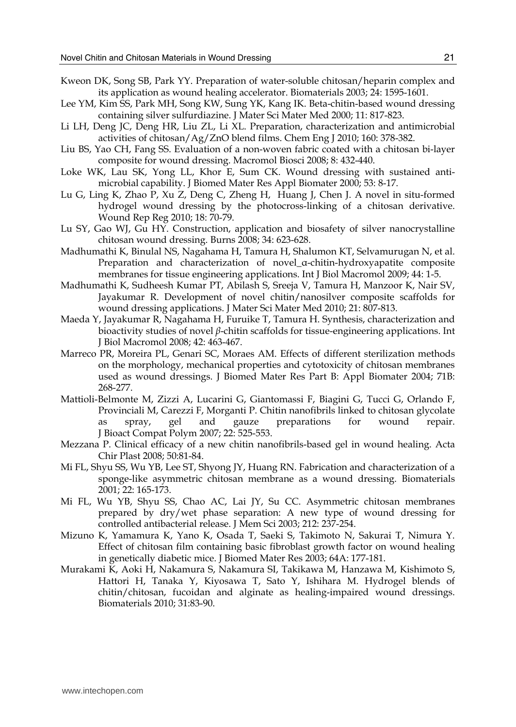Kweon DK, Song SB, Park YY. Preparation of water-soluble chitosan/heparin complex and its application as wound healing accelerator. Biomaterials 2003; 24: 1595-1601.

Lee YM, Kim SS, Park MH, Song KW, Sung YK, Kang IK. Beta-chitin-based wound dressing containing silver sulfurdiazine. J Mater Sci Mater Med 2000; 11: 817-823.

Li LH, Deng JC, Deng HR, Liu ZL, Li XL. Preparation, characterization and antimicrobial activities of chitosan/Ag/ZnO blend films. Chem Eng J 2010; 160: 378-382.

Liu BS, Yao CH, Fang SS. Evaluation of a non-woven fabric coated with a chitosan bi-layer composite for wound dressing. Macromol Biosci 2008; 8: 432-440.

Loke WK, Lau SK, Yong LL, Khor E, Sum CK. Wound dressing with sustained anti-microbial capability. J Biomed Mater Res Appl Biomater 2000; 53: 8-17.

Lu G, Ling K, Zhao P, Xu Z, Deng C, Zheng H, Huang J, Chen J. A novel in situ-formed hydrogel wound dressing by the photocross-linking of a chitosan derivative. Wound Rep Reg 2010; 18: 70-79.

Lu SY, Gao WJ, Gu HY. Construction, application and biosafety of silver nanocrystalline chitosan wound dressing. Burns 2008; 34: 623-628.

Madhumathi K, Binulal NS, Nagahama H, Tamura H, Shalumon KT, Selvamurugan N, et al. Preparation and characterization of novel_α-chitin-hydroxyapatite composite membranes for tissue engineering applications. Int J Biol Macromol 2009; 44: 1-5.

Madhumathi K, Sudheesh Kumar PT, Abilash S, Sreeja V, Tamura H, Manzoor K, Nair SV, Jayakumar R. Development of novel chitin/nanosilver composite scaffolds for wound dressing applications. J Mater Sci Mater Med 2010; 21: 807-813.

Maeda Y, Jayakumar R, Nagahama H, Furuike T, Tamura H. Synthesis, characterization and bioactivity studies of novel *β*-chitin scaffolds for tissue-engineering applications. Int J Biol Macromol 2008; 42: 463-467.

Marreco PR, Moreira PL, Genari SC, Moraes AM. Effects of different sterilization methods on the morphology, mechanical properties and cytotoxicity of chitosan membranes used as wound dressings. J Biomed Mater Res Part B: Appl Biomater 2004; 71B: 268-277.

Mattioli-Belmonte M, Zizzi A, Lucarini G, Giantomassi F, Biagini G, Tucci G, Orlando F, Provinciali M, Carezzi F, Morganti P. Chitin nanofibrils linked to chitosan glycolate as spray, gel and gauze preparations for wound repair. J Bioact Compat Polym 2007; 22: 525-553.

Mezzana P. Clinical efficacy of a new chitin nanofibrils-based gel in wound healing. Acta Chir Plast 2008; 50:81-84.

Mi FL, Shyu SS, Wu YB, Lee ST, Shyong JY, Huang RN. Fabrication and characterization of a sponge-like asymmetric chitosan membrane as a wound dressing. Biomaterials 2001; 22: 165-173.

Mi FL, Wu YB, Shyu SS, Chao AC, Lai JY, Su CC. Asymmetric chitosan membranes prepared by dry/wet phase separation: A new type of wound dressing for controlled antibacterial release. J Mem Sci 2003; 212: 237-254.

Mizuno K, Yamamura K, Yano K, Osada T, Saeki S, Takimoto N, Sakurai T, Nimura Y. Effect of chitosan film containing basic fibroblast growth factor on wound healing in genetically diabetic mice. J Biomed Mater Res 2003; 64A: 177-181.

Murakami K, Aoki H, Nakamura S, Nakamura SI, Takikawa M, Hanzawa M, Kishimoto S, Hattori H, Tanaka Y, Kiyosawa T, Sato Y, Ishihara M. Hydrogel blends of chitin/chitosan, fucoidan and alginate as healing-impaired wound dressings. Biomaterials 2010; 31:83-90.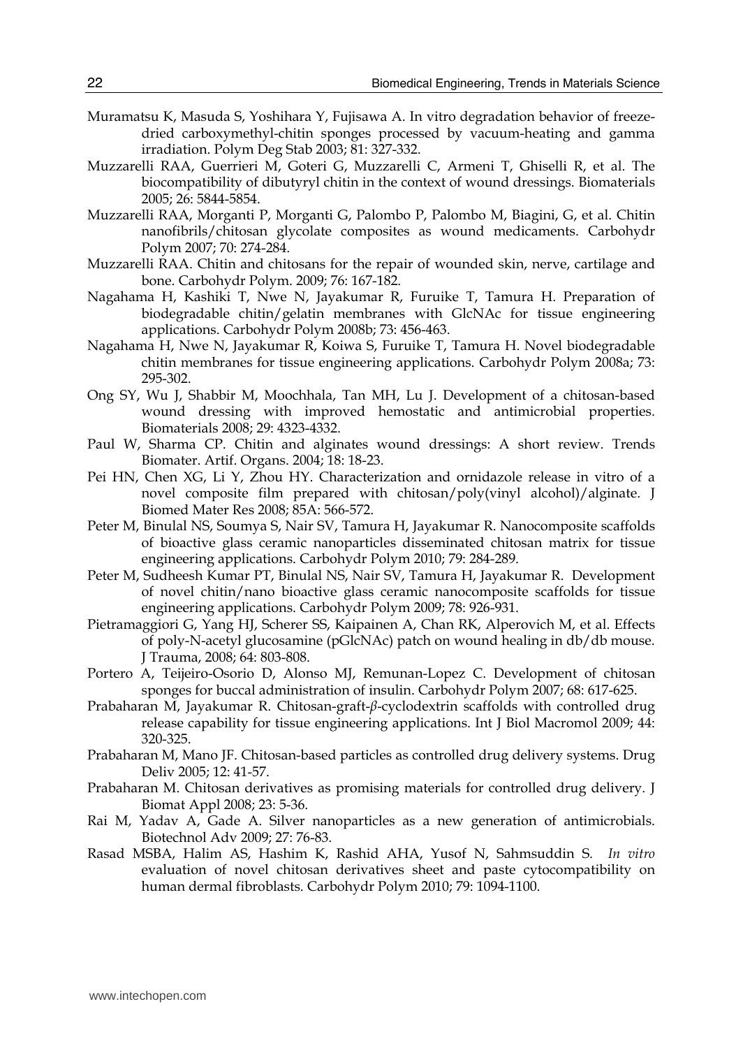Muramatsu K, Masuda S, Yoshihara Y, Fujisawa A. In vitro degradation behavior of freeze-dried carboxymethyl-chitin sponges processed by vacuum-heating and gamma irradiation. Polym Deg Stab 2003; 81: 327-332.

Muzzarelli RAA, Guerrieri M, Goteri G, Muzzarelli C, Armeni T, Ghiselli R, et al. The biocompatibility of dibutyryl chitin in the context of wound dressings. Biomaterials 2005; 26: 5844-5854.

Muzzarelli RAA, Morganti P, Morganti G, Palombo P, Palombo M, Biagini, G, et al. Chitin nanofibrils/chitosan glycolate composites as wound medicaments. Carbohydr Polym 2007; 70: 274-284.

Muzzarelli RAA. Chitin and chitosans for the repair of wounded skin, nerve, cartilage and bone. Carbohydr Polym. 2009; 76: 167-182.

Nagahama H, Kashiki T, Nwe N, Jayakumar R, Furuike T, Tamura H. Preparation of biodegradable chitin/gelatin membranes with GlcNAc for tissue engineering applications. Carbohydr Polym 2008b; 73: 456-463.

Nagahama H, Nwe N, Jayakumar R, Koiwa S, Furuike T, Tamura H. Novel biodegradable chitin membranes for tissue engineering applications. Carbohydr Polym 2008a; 73: 295-302.

Ong SY, Wu J, Shabbir M, Moochhala, Tan MH, Lu J. Development of a chitosan-based wound dressing with improved hemostatic and antimicrobial properties. Biomaterials 2008; 29: 4323-4332.

Paul W, Sharma CP. Chitin and alginates wound dressings: A short review. Trends Biomater. Artif. Organs. 2004; 18: 18-23.

Pei HN, Chen XG, Li Y, Zhou HY. Characterization and ornidazole release in vitro of a novel composite film prepared with chitosan/poly(vinyl alcohol)/alginate. J Biomed Mater Res 2008; 85A: 566-572.

Peter M, Binulal NS, Soumya S, Nair SV, Tamura H, Jayakumar R. Nanocomposite scaffolds of bioactive glass ceramic nanoparticles disseminated chitosan matrix for tissue engineering applications. Carbohydr Polym 2010; 79: 284-289.

Peter M, Sudheesh Kumar PT, Binulal NS, Nair SV, Tamura H, Jayakumar R. Development of novel chitin/nano bioactive glass ceramic nanocomposite scaffolds for tissue engineering applications. Carbohydr Polym 2009; 78: 926-931.

Pietramaggiori G, Yang HJ, Scherer SS, Kaipainen A, Chan RK, Alperovich M, et al. Effects of poly-N-acetyl glucosamine (pGlcNAc) patch on wound healing in db/db mouse. J Trauma, 2008; 64: 803-808.

Portero A, Teijeiro-Osorio D, Alonso MJ, Remunan-Lopez C. Development of chitosan sponges for buccal administration of insulin. Carbohydr Polym 2007; 68: 617-625.

Prabaharan M, Jayakumar R. Chitosan-graft-*β*-cyclodextrin scaffolds with controlled drug release capability for tissue engineering applications. Int J Biol Macromol 2009; 44: 320-325.

Prabaharan M, Mano JF. Chitosan-based particles as controlled drug delivery systems. Drug Deliv 2005; 12: 41-57.

Prabaharan M. Chitosan derivatives as promising materials for controlled drug delivery. J Biomat Appl 2008; 23: 5-36.

Rai M, Yadav A, Gade A. Silver nanoparticles as a new generation of antimicrobials. Biotechnol Adv 2009; 27: 76-83.

Rasad MSBA, Halim AS, Hashim K, Rashid AHA, Yusof N, Sahmsuddin S. *In vitro* evaluation of novel chitosan derivatives sheet and paste cytocompatibility on human dermal fibroblasts. Carbohydr Polym 2010; 79: 1094-1100.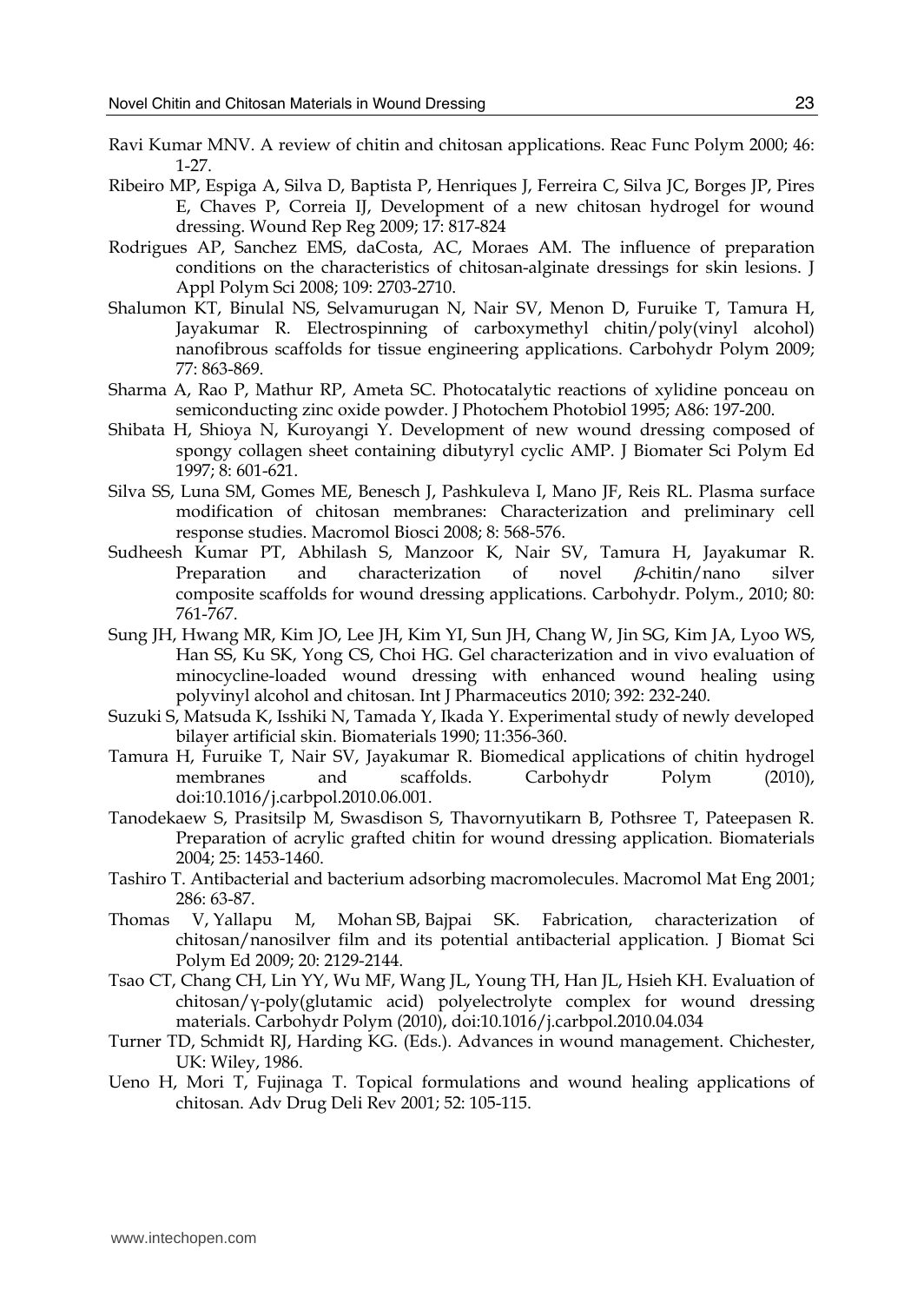Ravi Kumar MNV. A review of chitin and chitosan applications. Reac Func Polym 2000; 46: 1-27.

Ribeiro MP, Espiga A, Silva D, Baptista P, Henriques J, Ferreira C, Silva JC, Borges JP, Pires E, Chaves P, Correia IJ, Development of a new chitosan hydrogel for wound dressing. Wound Rep Reg 2009; 17: 817-824

Rodrigues AP, Sanchez EMS, daCosta, AC, Moraes AM. The influence of preparation conditions on the characteristics of chitosan-alginate dressings for skin lesions. J Appl Polym Sci 2008; 109: 2703-2710.

Shalumon KT, Binulal NS, Selvamurugan N, Nair SV, Menon D, Furuike T, Tamura H, Jayakumar R. Electrospinning of carboxymethyl chitin/poly(vinyl alcohol) nanofibrous scaffolds for tissue engineering applications. Carbohydr Polym 2009; 77: 863-869.

Sharma A, Rao P, Mathur RP, Ameta SC. Photocatalytic reactions of xylidine ponceau on semiconducting zinc oxide powder. J Photochem Photobiol 1995; A86: 197-200.

Shibata H, Shioya N, Kuroyangi Y. Development of new wound dressing composed of spongy collagen sheet containing dibutyryl cyclic AMP. J Biomater Sci Polym Ed 1997; 8: 601-621.

Silva SS, Luna SM, Gomes ME, Benesch J, Pashkuleva I, Mano JF, Reis RL. Plasma surface modification of chitosan membranes: Characterization and preliminary cell response studies. Macromol Biosci 2008; 8: 568-576.

Sudheesh Kumar PT, Abhilash S, Manzoor K, Nair SV, Tamura H, Jayakumar R. Preparation and characterization of novel $\beta$-chitin/nano silver composite scaffolds for wound dressing applications. Carbohydr. Polym., 2010; 80: 761-767.

Sung JH, Hwang MR, Kim JO, Lee JH, Kim YI, Sun JH, Chang W, Jin SG, Kim JA, Lyoo WS, Han SS, Ku SK, Yong CS, Choi HG. Gel characterization and in vivo evaluation of minocycline-loaded wound dressing with enhanced wound healing using polyvinyl alcohol and chitosan. Int J Pharmaceutics 2010; 392: 232-240.

Suzuki S, Matsuda K, Isshiki N, Tamada Y, Ikada Y. Experimental study of newly developed bilayer artificial skin. Biomaterials 1990; 11:356-360.

Tamura H, Furuike T, Nair SV, Jayakumar R. Biomedical applications of chitin hydrogel membranes and scaffolds. Carbohydr Polym (2010), doi:10.1016/j.carbpol.2010.06.001.

Tanodekaew S, Prasitsilp M, Swasdison S, Thavornyutikarn B, Pothsree T, Pateepasen R. Preparation of acrylic grafted chitin for wound dressing application. Biomaterials 2004; 25: 1453-1460.

Tashiro T. Antibacterial and bacterium adsorbing macromolecules. Macromol Mat Eng 2001; 286: 63-87.

Thomas V, Yallapu M, Mohan SB, Bajpai SK. Fabrication, characterization of chitosan/nanosilver film and its potential antibacterial application. J Biomat Sci Polym Ed 2009; 20: 2129-2144.

Tsao CT, Chang CH, Lin YY, Wu MF, Wang JL, Young TH, Han JL, Hsieh KH. Evaluation of chitosan/$\gamma$-poly(glutamic acid) polyelectrolyte complex for wound dressing materials. Carbohydr Polym (2010), doi:10.1016/j.carbpol.2010.04.034

Turner TD, Schmidt RJ, Harding KG. (Eds.). Advances in wound management. Chichester, UK: Wiley, 1986.

Ueno H, Mori T, Fujinaga T. Topical formulations and wound healing applications of chitosan. Adv Drug Deli Rev 2001; 52: 105-115.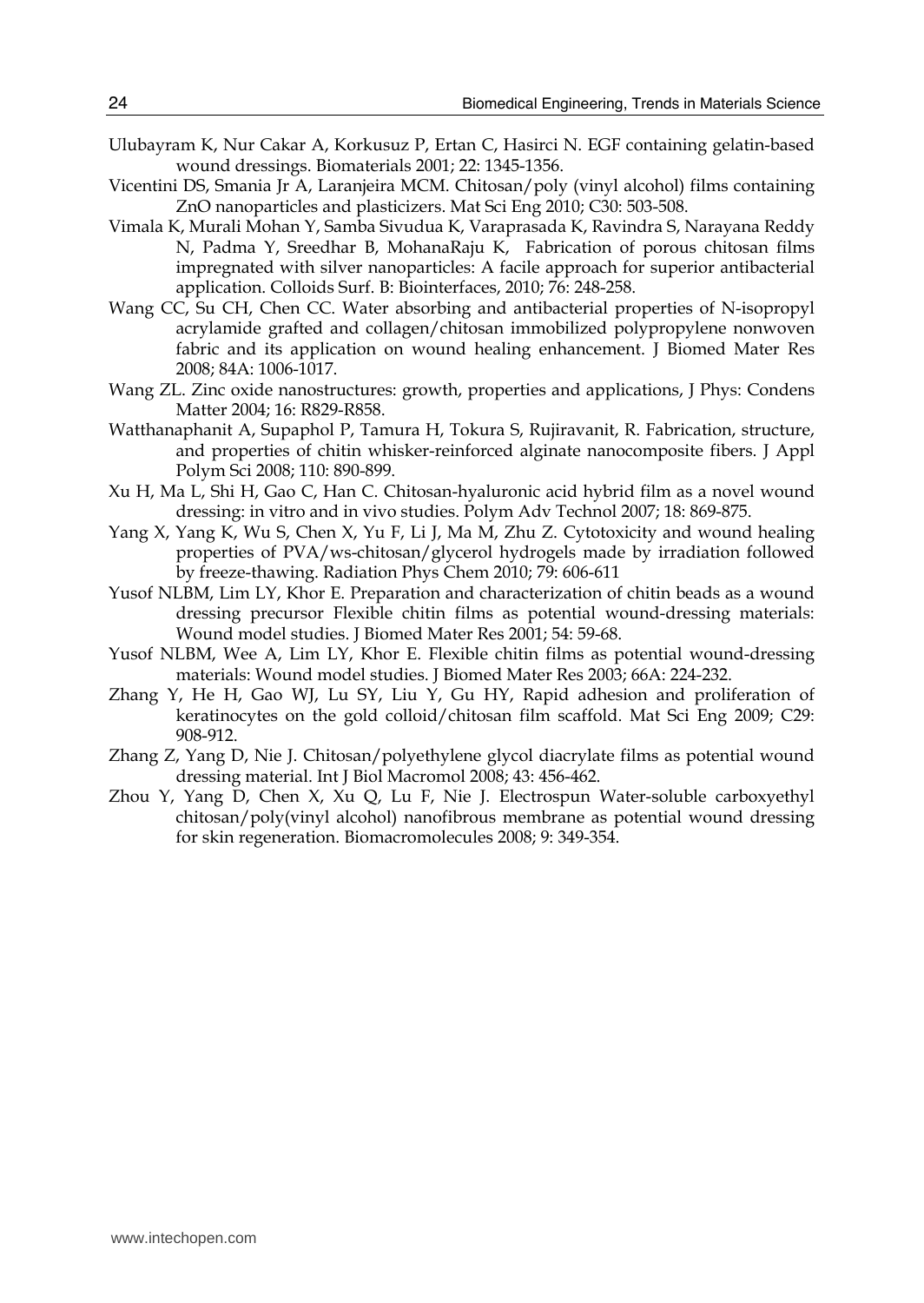Ulubayram K, Nur Cakar A, Korkusuz P, Ertan C, Hasirci N. EGF containing gelatin-based wound dressings. Biomaterials 2001; 22: 1345-1356.

Vicentini DS, Smania Jr A, Laranjeira MCM. Chitosan/poly (vinyl alcohol) films containing ZnO nanoparticles and plasticizers. Mat Sci Eng 2010; C30: 503-508.

Vimala K, Murali Mohan Y, Samba Sivudua K, Varaprasada K, Ravindra S, Narayana Reddy N, Padma Y, Sreedhar B, MohanaRaju K, Fabrication of porous chitosan films impregnated with silver nanoparticles: A facile approach for superior antibacterial application. Colloids Surf. B: Biointerfaces, 2010; 76: 248-258.

Wang CC, Su CH, Chen CC. Water absorbing and antibacterial properties of N-isopropyl acrylamide grafted and collagen/chitosan immobilized polypropylene nonwoven fabric and its application on wound healing enhancement. J Biomed Mater Res 2008; 84A: 1006-1017.

Wang ZL. Zinc oxide nanostructures: growth, properties and applications, J Phys: Condens Matter 2004; 16: R829-R858.

Watthanaphanit A, Supaphol P, Tamura H, Tokura S, Rujiravanit, R. Fabrication, structure, and properties of chitin whisker-reinforced alginate nanocomposite fibers. J Appl Polym Sci 2008; 110: 890-899.

Xu H, Ma L, Shi H, Gao C, Han C. Chitosan-hyaluronic acid hybrid film as a novel wound dressing: in vitro and in vivo studies. Polym Adv Technol 2007; 18: 869-875.

Yang X, Yang K, Wu S, Chen X, Yu F, Li J, Ma M, Zhu Z. Cytotoxicity and wound healing properties of PVA/ws-chitosan/glycerol hydrogels made by irradiation followed by freeze-thawing. Radiation Phys Chem 2010; 79: 606-611

Yusof NLBM, Lim LY, Khor E. Preparation and characterization of chitin beads as a wound dressing precursor Flexible chitin films as potential wound-dressing materials: Wound model studies. J Biomed Mater Res 2001; 54: 59-68.

Yusof NLBM, Wee A, Lim LY, Khor E. Flexible chitin films as potential wound-dressing materials: Wound model studies. J Biomed Mater Res 2003; 66A: 224-232.

Zhang Y, He H, Gao WJ, Lu SY, Liu Y, Gu HY, Rapid adhesion and proliferation of keratinocytes on the gold colloid/chitosan film scaffold. Mat Sci Eng 2009; C29: 908-912.

Zhang Z, Yang D, Nie J. Chitosan/polyethylene glycol diacrylate films as potential wound dressing material. Int J Biol Macromol 2008; 43: 456-462.

Zhou Y, Yang D, Chen X, Xu Q, Lu F, Nie J. Electrospun Water-soluble carboxyethyl chitosan/poly(vinyl alcohol) nanofibrous membrane as potential wound dressing for skin regeneration. Biomacromolecules 2008; 9: 349-354.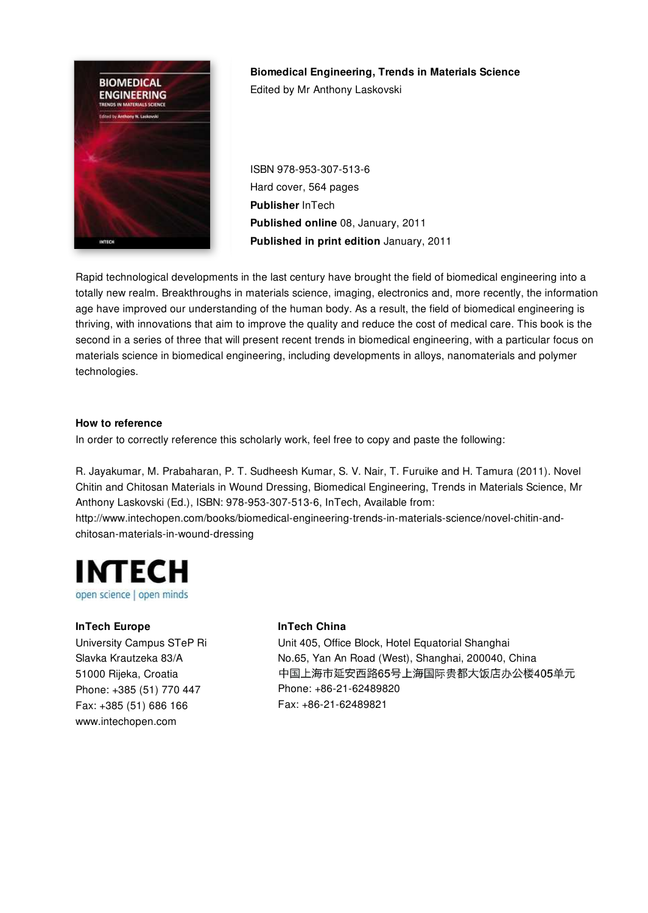**Biomedical Engineering, Trends in Materials Science**
Edited by Mr Anthony Laskovski

ISBN 978-953-307-513-6
Hard cover, 564 pages
**Publisher** InTech
**Published online** 08, January, 2011
**Published in print edition** January, 2011

Rapid technological developments in the last century have brought the field of biomedical engineering into a totally new realm. Breakthroughs in materials science, imaging, electronics and, more recently, the information age have improved our understanding of the human body. As a result, the field of biomedical engineering is thriving, with innovations that aim to improve the quality and reduce the cost of medical care. This book is the second in a series of three that will present recent trends in biomedical engineering, with a particular focus on materials science in biomedical engineering, including developments in alloys, nanomaterials and polymer technologies.

**How to reference**

In order to correctly reference this scholarly work, feel free to copy and paste the following:

R. Jayakumar, M. Prabaharan, P. T. Sudheesh Kumar, S. V. Nair, T. Furuike and H. Tamura (2011). Novel Chitin and Chitosan Materials in Wound Dressing, Biomedical Engineering, Trends in Materials Science, Mr Anthony Laskovski (Ed.), ISBN: 978-953-307-513-6, InTech, Available from: http://www.intechopen.com/books/biomedical-engineering-trends-in-materials-science/novel-chitin-and-chitosan-materials-in-wound-dressing

INTECH
open science | open minds

**InTech Europe**
University Campus STeP Ri
Slavka Krautzeka 83/A
51000 Rijeka, Croatia
Phone: +385 (51) 770 447
Fax: +385 (51) 686 166
www.intechopen.com

**InTech China**
Unit 405, Office Block, Hotel Equatorial Shanghai
No.65, Yan An Road (West), Shanghai, 200040, China
中国上海市延安西路65号上海国际贵都大饭店办公楼405单元
Phone: +86-21-62489820
Fax: +86-21-62489821